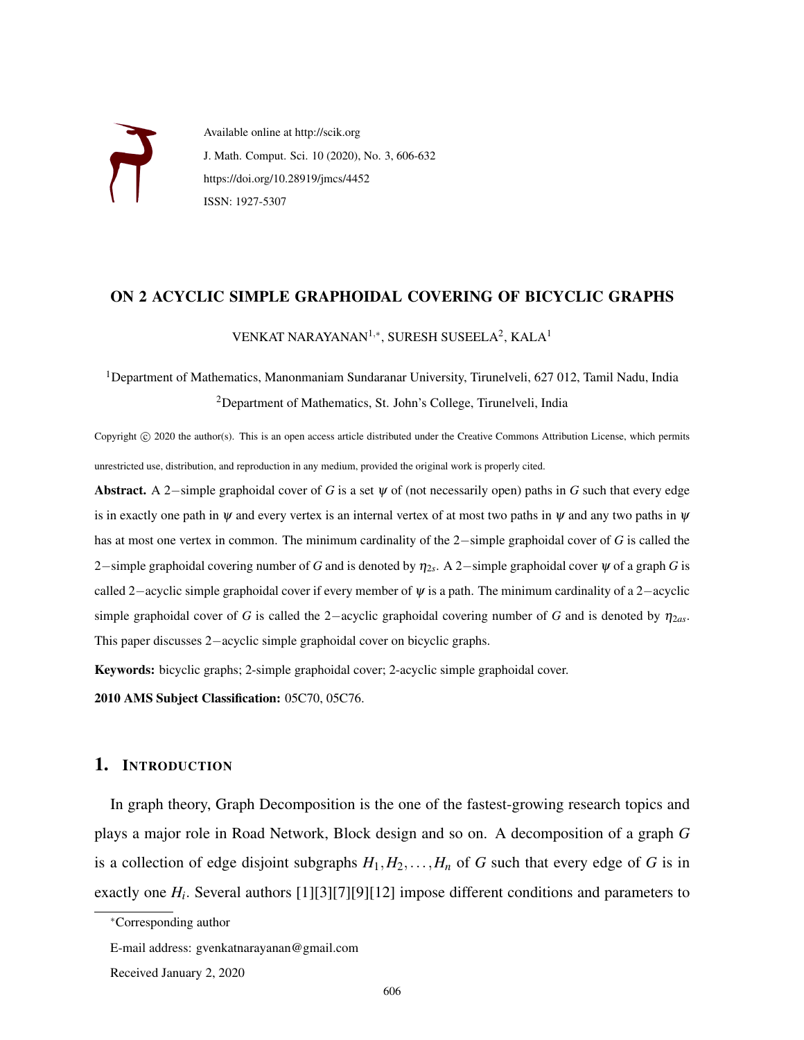Available online at http://scik.org

J. Math. Comput. Sci. 10 (2020), No. 3, 606-632

https://doi.org/10.28919/jmcs/4452

ISSN: 1927-5307

# ON 2 ACYCLIC SIMPLE GRAPHOIDAL COVERING OF BICYCLIC GRAPHS

VENKAT NARAYANAN[1,*], SURESH SUSEELA[2], KALA[1]

[1]Department of Mathematics, Manonmaniam Sundaranar University, Tirunelveli, 627 012, Tamil Nadu, India

[2]Department of Mathematics, St. John's College, Tirunelveli, India

Copyright © 2020 the author(s). This is an open access article distributed under the Creative Commons Attribution License, which permits unrestricted use, distribution, and reproduction in any medium, provided the original work is properly cited.

**Abstract.** A $2-$simple graphoidal cover of $G$ is a set $\psi$ of (not necessarily open) paths in $G$ such that every edge is in exactly one path in $\psi$ and every vertex is an internal vertex of at most two paths in $\psi$ and any two paths in $\psi$ has at most one vertex in common. The minimum cardinality of the $2-$simple graphoidal cover of $G$ is called the $2-$simple graphoidal covering number of $G$ and is denoted by $\eta_{2s}$. A $2-$simple graphoidal cover $\psi$ of a graph $G$ is called $2-$acyclic simple graphoidal cover if every member of $\psi$ is a path. The minimum cardinality of a $2-$acyclic simple graphoidal cover of $G$ is called the $2-$acyclic graphoidal covering number of $G$ and is denoted by $\eta_{2as}$. This paper discusses $2-$acyclic simple graphoidal cover on bicyclic graphs.

**Keywords:** bicyclic graphs; 2-simple graphoidal cover; 2-acyclic simple graphoidal cover.

**2010 AMS Subject Classification:** 05C70, 05C76.

## 1. Introduction

In graph theory, Graph Decomposition is the one of the fastest-growing research topics and plays a major role in Road Network, Block design and so on. A decomposition of a graph $G$ is a collection of edge disjoint subgraphs $H_1, H_2, \ldots, H_n$ of $G$ such that every edge of $G$ is in exactly one $H_i$. Several authors [1][3][7][9][12] impose different conditions and parameters to

*Corresponding author

E-mail address: gvenkatnarayanan@gmail.com

Received January 2, 2020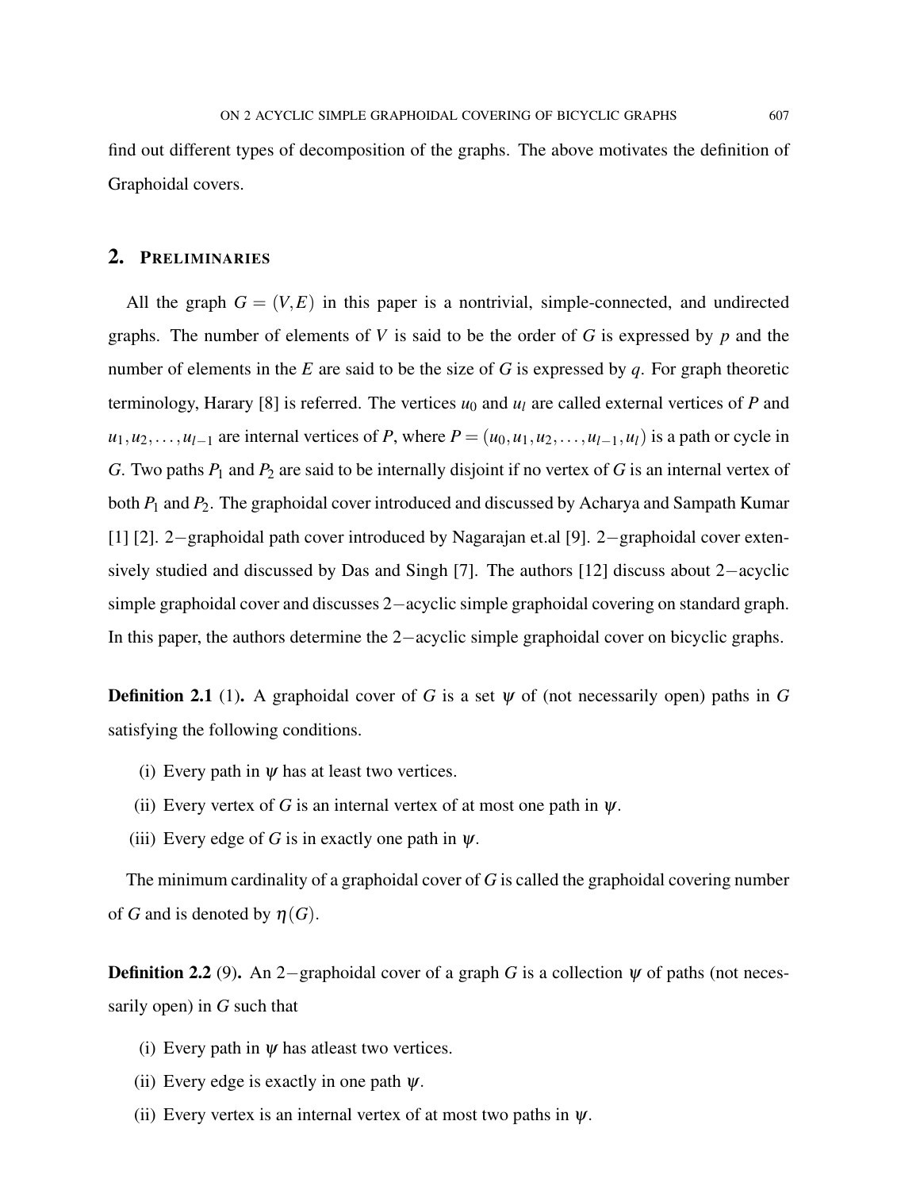find out different types of decomposition of the graphs. The above motivates the definition of Graphoidal covers.

## 2. Preliminaries

All the graph $G = (V, E)$ in this paper is a nontrivial, simple-connected, and undirected graphs. The number of elements of $V$ is said to be the order of $G$ is expressed by $p$ and the number of elements in the $E$ are said to be the size of $G$ is expressed by $q$. For graph theoretic terminology, Harary [8] is referred. The vertices $u_0$ and $u_l$ are called external vertices of $P$ and $u_1, u_2, \ldots, u_{l-1}$ are internal vertices of $P$, where $P = (u_0, u_1, u_2, \ldots, u_{l-1}, u_l)$ is a path or cycle in $G$. Two paths $P_1$ and $P_2$ are said to be internally disjoint if no vertex of $G$ is an internal vertex of both $P_1$ and $P_2$. The graphoidal cover introduced and discussed by Acharya and Sampath Kumar [1] [2]. $2-$graphoidal path cover introduced by Nagarajan et.al [9]. $2-$graphoidal cover extensively studied and discussed by Das and Singh [7]. The authors [12] discuss about $2-$acyclic simple graphoidal cover and discusses $2-$acyclic simple graphoidal covering on standard graph. In this paper, the authors determine the $2-$acyclic simple graphoidal cover on bicyclic graphs.

**Definition 2.1** (1)**.** A graphoidal cover of $G$ is a set $\psi$ of (not necessarily open) paths in $G$ satisfying the following conditions.

(i) Every path in $\psi$ has at least two vertices.

(ii) Every vertex of $G$ is an internal vertex of at most one path in $\psi$.

(iii) Every edge of $G$ is in exactly one path in $\psi$.

The minimum cardinality of a graphoidal cover of $G$ is called the graphoidal covering number of $G$ and is denoted by $\eta(G)$.

**Definition 2.2** (9)**.** An $2-$graphoidal cover of a graph $G$ is a collection $\psi$ of paths (not necessarily open) in $G$ such that

(i) Every path in $\psi$ has atleast two vertices.

(ii) Every edge is exactly in one path $\psi$.

(ii) Every vertex is an internal vertex of at most two paths in $\psi$.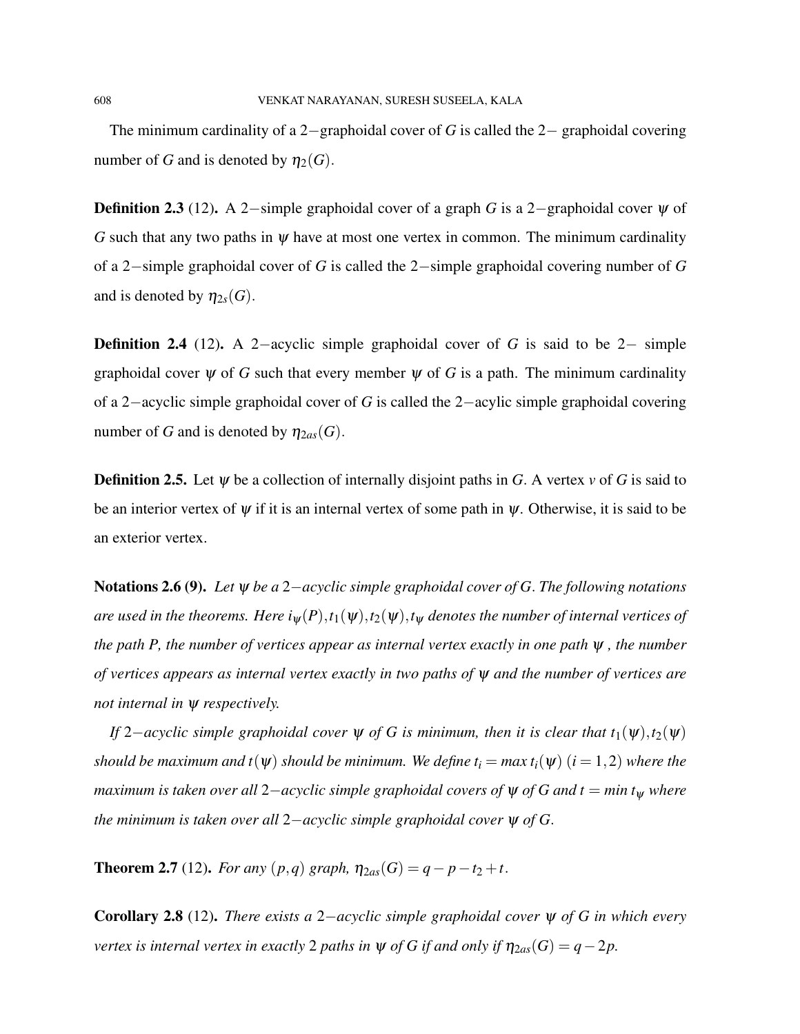The minimum cardinality of a $2-$graphoidal cover of $G$ is called the $2-$ graphoidal covering number of $G$ and is denoted by $\eta_2(G)$.

**Definition 2.3** (12)**.** A $2-$simple graphoidal cover of a graph $G$ is a $2-$graphoidal cover $\psi$ of $G$ such that any two paths in $\psi$ have at most one vertex in common. The minimum cardinality of a $2-$simple graphoidal cover of $G$ is called the $2-$simple graphoidal covering number of $G$ and is denoted by $\eta_{2s}(G)$.

**Definition 2.4** (12)**.** A $2-$acyclic simple graphoidal cover of $G$ is said to be $2-$ simple graphoidal cover $\psi$ of $G$ such that every member $\psi$ of $G$ is a path. The minimum cardinality of a $2-$acyclic simple graphoidal cover of $G$ is called the $2-$acylic simple graphoidal covering number of $G$ and is denoted by $\eta_{2as}(G)$.

**Definition 2.5.** Let $\psi$ be a collection of internally disjoint paths in $G$. A vertex $v$ of $G$ is said to be an interior vertex of $\psi$ if it is an internal vertex of some path in $\psi$. Otherwise, it is said to be an exterior vertex.

**Notations 2.6 (9).** *Let $\psi$ be a $2-$acyclic simple graphoidal cover of $G$. The following notations are used in the theorems. Here $i_\psi(P), t_1(\psi), t_2(\psi), t_\psi$ denotes the number of internal vertices of the path $P$, the number of vertices appear as internal vertex exactly in one path $\psi$ , the number of vertices appears as internal vertex exactly in two paths of $\psi$ and the number of vertices are not internal in $\psi$ respectively.*

*If $2-$acyclic simple graphoidal cover $\psi$ of $G$ is minimum, then it is clear that $t_1(\psi), t_2(\psi)$ should be maximum and $t(\psi)$ should be minimum. We define $t_i = max\, t_i(\psi)$ $(i = 1, 2)$ where the maximum is taken over all $2-$acyclic simple graphoidal covers of $\psi$ of $G$ and $t = min\, t_\psi$ where the minimum is taken over all $2-$acyclic simple graphoidal cover $\psi$ of $G$.*

**Theorem 2.7** (12)**.** *For any $(p,q)$ graph, $\eta_{2as}(G) = q - p - t_2 + t$.*

**Corollary 2.8** (12)**.** *There exists a $2-$acyclic simple graphoidal cover $\psi$ of $G$ in which every vertex is internal vertex in exactly $2$ paths in $\psi$ of $G$ if and only if $\eta_{2as}(G) = q - 2p$.*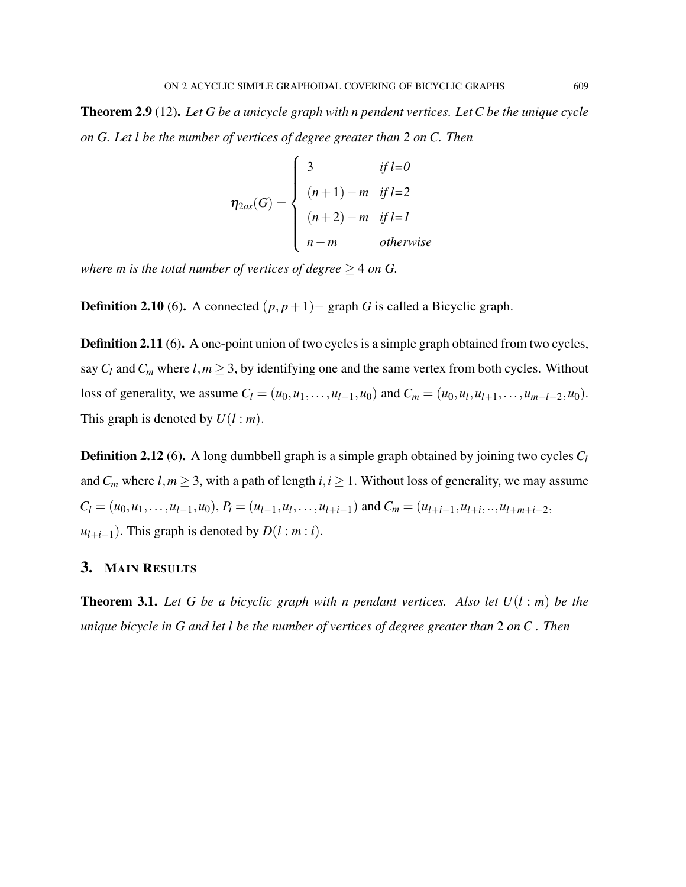**Theorem 2.9** (12)**.** *Let G be a unicycle graph with n pendent vertices. Let C be the unique cycle on G. Let l be the number of vertices of degree greater than 2 on C. Then*

$$\eta_{2as}(G) = \begin{cases} 3 & \text{if } l=0 \\ (n+1)-m & \text{if } l=2 \\ (n+2)-m & \text{if } l=1 \\ n-m & \text{otherwise} \end{cases}$$

*where m is the total number of vertices of degree* $\geq 4$ *on G.*

**Definition 2.10** (6)**.** A connected $(p, p+1)-$ graph $G$ is called a Bicyclic graph.

**Definition 2.11** (6)**.** A one-point union of two cycles is a simple graph obtained from two cycles, say $C_l$ and $C_m$ where $l, m \geq 3$, by identifying one and the same vertex from both cycles. Without loss of generality, we assume $C_l = (u_0, u_1, \ldots, u_{l-1}, u_0)$ and $C_m = (u_0, u_l, u_{l+1}, \ldots, u_{m+l-2}, u_0)$. This graph is denoted by $U(l : m)$.

**Definition 2.12** (6)**.** A long dumbbell graph is a simple graph obtained by joining two cycles $C_l$ and $C_m$ where $l, m \geq 3$, with a path of length $i, i \geq 1$. Without loss of generality, we may assume $C_l = (u_0, u_1, \ldots, u_{l-1}, u_0)$, $P_i = (u_{l-1}, u_l, \ldots, u_{l+i-1})$ and $C_m = (u_{l+i-1}, u_{l+i}, .., u_{l+m+i-2}, u_{l+i-1})$. This graph is denoted by $D(l : m : i)$.

## 3. Main Results

**Theorem 3.1.** *Let G be a bicyclic graph with n pendant vertices. Also let* $U(l : m)$ *be the unique bicycle in G and let l be the number of vertices of degree greater than* 2 *on C . Then*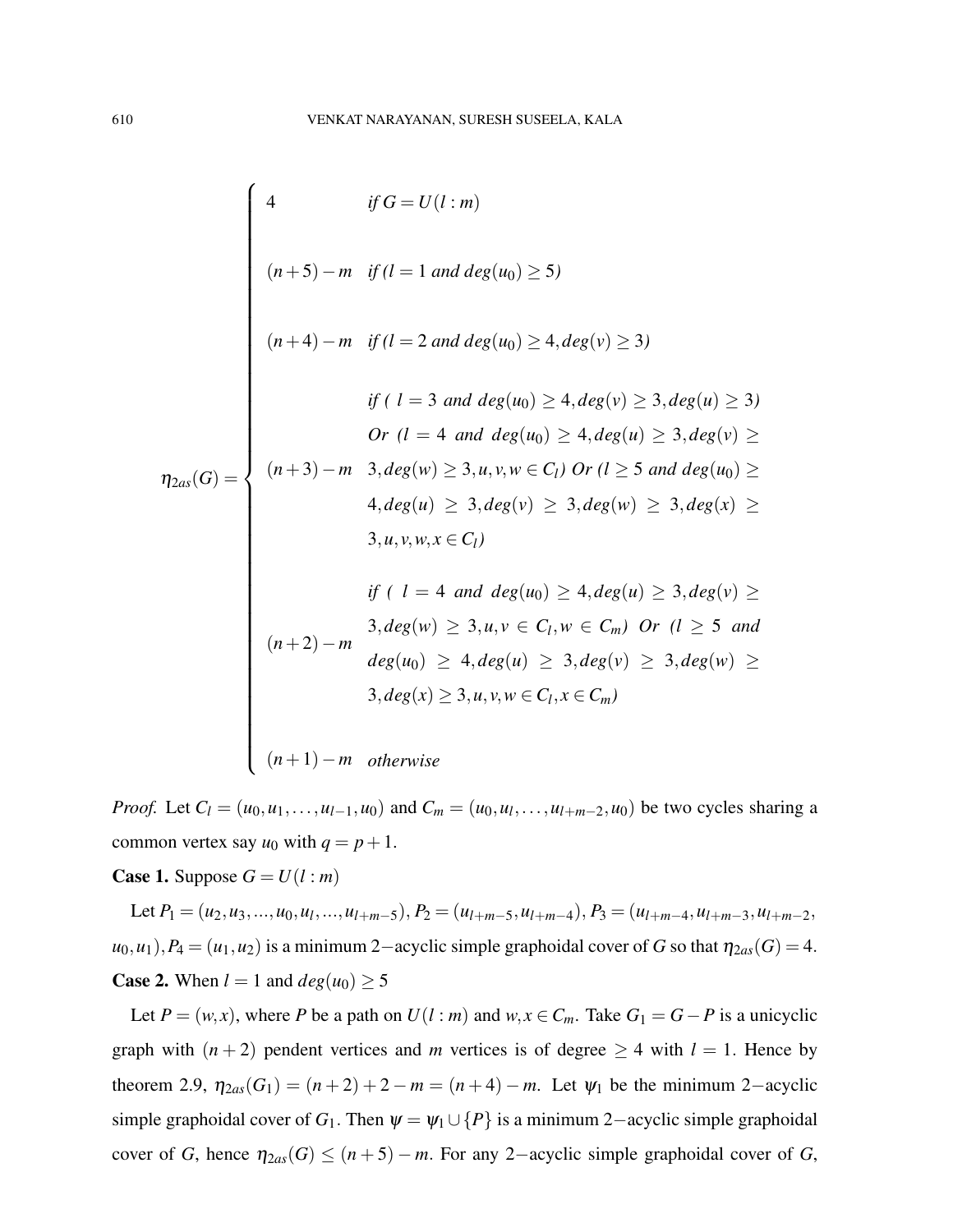$$
\eta_{2as}(G) = \begin{cases}
4 & \textit{if } G = U(l:m) \\[2ex]
(n+5)-m & \textit{if } (l=1 \textit{ and } deg(u_0) \geq 5) \\[2ex]
(n+4)-m & \textit{if } (l=2 \textit{ and } deg(u_0) \geq 4, deg(v) \geq 3) \\[2ex]
(n+3)-m & \begin{array}{l} \textit{if } (\ l=3 \textit{ and } deg(u_0) \geq 4, deg(v) \geq 3, deg(u) \geq 3) \\ \textit{Or } (l=4 \textit{ and } deg(u_0) \geq 4, deg(u) \geq 3, deg(v) \geq \\ 3, deg(w) \geq 3, u,v,w \in C_l) \textit{ Or } (l \geq 5 \textit{ and } deg(u_0) \geq \\ 4, deg(u) \geq 3, deg(v) \geq 3, deg(w) \geq 3, deg(x) \geq \\ 3, u,v,w,x \in C_l) \end{array} \\[2ex]
(n+2)-m & \begin{array}{l} \textit{if } (\ l=4 \textit{ and } deg(u_0) \geq 4, deg(u) \geq 3, deg(v) \geq \\ 3, deg(w) \geq 3, u,v \in C_l, w \in C_m) \textit{ Or } (l \geq 5 \textit{ and} \\ deg(u_0) \geq 4, deg(u) \geq 3, deg(v) \geq 3, deg(w) \geq \\ 3, deg(x) \geq 3, u,v,w \in C_l, x \in C_m) \end{array} \\[2ex]
(n+1)-m & \textit{otherwise}
\end{cases}
$$

*Proof.* Let $C_l = (u_0, u_1, \ldots, u_{l-1}, u_0)$ and $C_m = (u_0, u_l, \ldots, u_{l+m-2}, u_0)$ be two cycles sharing a common vertex say $u_0$ with $q = p+1$.

**Case 1.** Suppose $G = U(l:m)$

Let $P_1 = (u_2, u_3, ..., u_0, u_l, ..., u_{l+m-5}), P_2 = (u_{l+m-5}, u_{l+m-4}), P_3 = (u_{l+m-4}, u_{l+m-3}, u_{l+m-2}, u_0, u_1), P_4 = (u_1, u_2)$ is a minimum $2-$acyclic simple graphoidal cover of $G$ so that $\eta_{2as}(G) = 4$.

**Case 2.** When $l = 1$ and $deg(u_0) \geq 5$

Let $P = (w, x)$, where $P$ be a path on $U(l:m)$ and $w, x \in C_m$. Take $G_1 = G - P$ is a unicyclic graph with $(n+2)$ pendent vertices and $m$ vertices is of degree $\geq 4$ with $l = 1$. Hence by theorem 2.9, $\eta_{2as}(G_1) = (n+2) + 2 - m = (n+4) - m$. Let $\psi_1$ be the minimum $2-$acyclic simple graphoidal cover of $G_1$. Then $\psi = \psi_1 \cup \{P\}$ is a minimum $2-$acyclic simple graphoidal cover of $G$, hence $\eta_{2as}(G) \leq (n+5) - m$. For any $2-$acyclic simple graphoidal cover of $G$,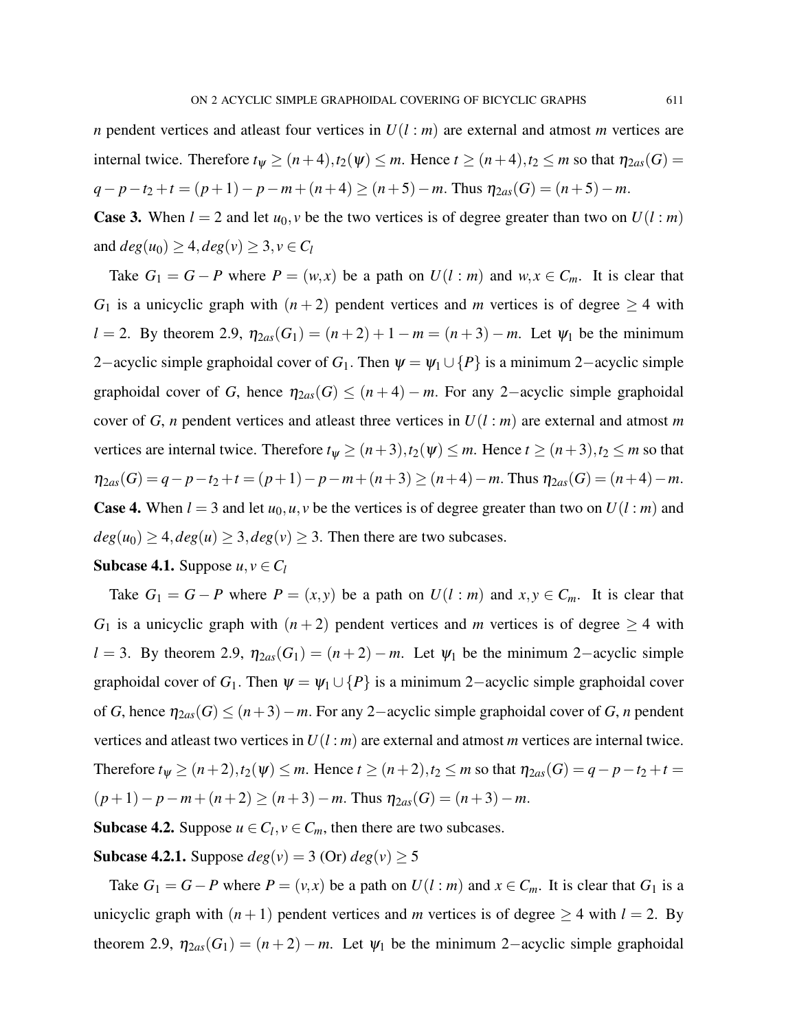$n$ pendent vertices and atleast four vertices in $U(l:m)$ are external and atmost $m$ vertices are internal twice. Therefore $t_\psi \geq (n+4), t_2(\psi) \leq m$. Hence $t \geq (n+4), t_2 \leq m$ so that $\eta_{2as}(G) = q-p-t_2+t = (p+1)-p-m+(n+4) \geq (n+5)-m$. Thus $\eta_{2as}(G) = (n+5)-m$.

**Case 3.** When $l=2$ and let $u_0, v$ be the two vertices is of degree greater than two on $U(l:m)$ and $deg(u_0) \geq 4, deg(v) \geq 3, v \in C_l$

Take $G_1 = G - P$ where $P = (w,x)$ be a path on $U(l:m)$ and $w,x \in C_m$. It is clear that $G_1$ is a unicyclic graph with $(n+2)$ pendent vertices and $m$ vertices is of degree $\geq 4$ with $l=2$. By theorem 2.9, $\eta_{2as}(G_1) = (n+2)+1-m = (n+3)-m$. Let $\psi_1$ be the minimum $2-$acyclic simple graphoidal cover of $G_1$. Then $\psi = \psi_1 \cup \{P\}$ is a minimum $2-$acyclic simple graphoidal cover of $G$, hence $\eta_{2as}(G) \leq (n+4)-m$. For any $2-$acyclic simple graphoidal cover of $G$, $n$ pendent vertices and atleast three vertices in $U(l:m)$ are external and atmost $m$ vertices are internal twice. Therefore $t_\psi \geq (n+3), t_2(\psi) \leq m$. Hence $t \geq (n+3), t_2 \leq m$ so that $\eta_{2as}(G) = q-p-t_2+t = (p+1)-p-m+(n+3) \geq (n+4)-m$. Thus $\eta_{2as}(G) = (n+4)-m$.

**Case 4.** When $l=3$ and let $u_0, u, v$ be the vertices is of degree greater than two on $U(l:m)$ and $deg(u_0) \geq 4, deg(u) \geq 3, deg(v) \geq 3$. Then there are two subcases.

**Subcase 4.1.** Suppose $u, v \in C_l$

Take $G_1 = G - P$ where $P = (x,y)$ be a path on $U(l:m)$ and $x,y \in C_m$. It is clear that $G_1$ is a unicyclic graph with $(n+2)$ pendent vertices and $m$ vertices is of degree $\geq 4$ with $l=3$. By theorem 2.9, $\eta_{2as}(G_1) = (n+2)-m$. Let $\psi_1$ be the minimum $2-$acyclic simple graphoidal cover of $G_1$. Then $\psi = \psi_1 \cup \{P\}$ is a minimum $2-$acyclic simple graphoidal cover of $G$, hence $\eta_{2as}(G) \leq (n+3)-m$. For any $2-$acyclic simple graphoidal cover of $G$, $n$ pendent vertices and atleast two vertices in $U(l:m)$ are external and atmost $m$ vertices are internal twice. Therefore $t_\psi \geq (n+2), t_2(\psi) \leq m$. Hence $t \geq (n+2), t_2 \leq m$ so that $\eta_{2as}(G) = q-p-t_2+t = (p+1)-p-m+(n+2) \geq (n+3)-m$. Thus $\eta_{2as}(G) = (n+3)-m$.

**Subcase 4.2.** Suppose $u \in C_l, v \in C_m$, then there are two subcases.

**Subcase 4.2.1.** Suppose $deg(v) = 3$ (Or) $deg(v) \geq 5$

Take $G_1 = G - P$ where $P = (v,x)$ be a path on $U(l:m)$ and $x \in C_m$. It is clear that $G_1$ is a unicyclic graph with $(n+1)$ pendent vertices and $m$ vertices is of degree $\geq 4$ with $l=2$. By theorem 2.9, $\eta_{2as}(G_1) = (n+2)-m$. Let $\psi_1$ be the minimum $2-$acyclic simple graphoidal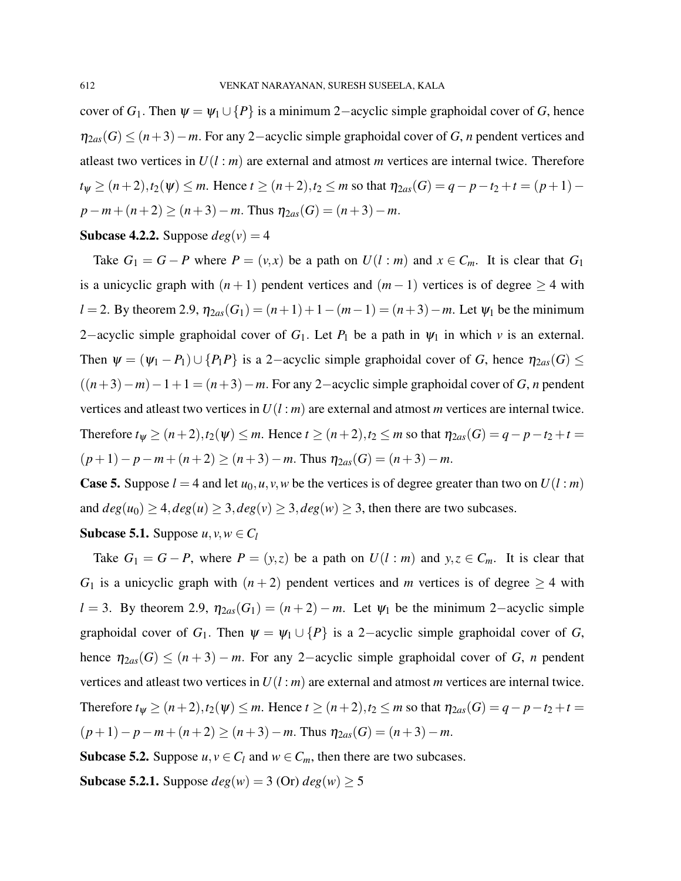cover of $G_1$. Then $\psi = \psi_1 \cup \{P\}$ is a minimum $2-$acyclic simple graphoidal cover of $G$, hence $\eta_{2as}(G) \leq (n+3)-m$. For any $2-$acyclic simple graphoidal cover of $G$, $n$ pendent vertices and atleast two vertices in $U(l:m)$ are external and atmost $m$ vertices are internal twice. Therefore $t_\psi \geq (n+2), t_2(\psi) \leq m$. Hence $t \geq (n+2), t_2 \leq m$ so that $\eta_{2as}(G) = q-p-t_2+t = (p+1)-p-m+(n+2) \geq (n+3)-m$. Thus $\eta_{2as}(G) = (n+3)-m$.

**Subcase 4.2.2.** Suppose $deg(v) = 4$

Take $G_1 = G-P$ where $P = (v,x)$ be a path on $U(l:m)$ and $x \in C_m$. It is clear that $G_1$ is a unicyclic graph with $(n+1)$ pendent vertices and $(m-1)$ vertices is of degree $\geq 4$ with $l = 2$. By theorem 2.9, $\eta_{2as}(G_1) = (n+1)+1-(m-1) = (n+3)-m$. Let $\psi_1$ be the minimum $2-$acyclic simple graphoidal cover of $G_1$. Let $P_1$ be a path in $\psi_1$ in which $v$ is an external. Then $\psi = (\psi_1 - P_1) \cup \{P_1P\}$ is a $2-$acyclic simple graphoidal cover of $G$, hence $\eta_{2as}(G) \leq ((n+3)-m)-1+1 = (n+3)-m$. For any $2-$acyclic simple graphoidal cover of $G$, $n$ pendent vertices and atleast two vertices in $U(l:m)$ are external and atmost $m$ vertices are internal twice. Therefore $t_\psi \geq (n+2), t_2(\psi) \leq m$. Hence $t \geq (n+2), t_2 \leq m$ so that $\eta_{2as}(G) = q-p-t_2+t = (p+1)-p-m+(n+2) \geq (n+3)-m$. Thus $\eta_{2as}(G) = (n+3)-m$.

**Case 5.** Suppose $l = 4$ and let $u_0, u, v, w$ be the vertices is of degree greater than two on $U(l:m)$ and $deg(u_0) \geq 4, deg(u) \geq 3, deg(v) \geq 3, deg(w) \geq 3$, then there are two subcases.

**Subcase 5.1.** Suppose $u, v, w \in C_l$

Take $G_1 = G-P$, where $P = (y,z)$ be a path on $U(l:m)$ and $y, z \in C_m$. It is clear that $G_1$ is a unicyclic graph with $(n+2)$ pendent vertices and $m$ vertices is of degree $\geq 4$ with $l = 3$. By theorem 2.9, $\eta_{2as}(G_1) = (n+2)-m$. Let $\psi_1$ be the minimum $2-$acyclic simple graphoidal cover of $G_1$. Then $\psi = \psi_1 \cup \{P\}$ is a $2-$acyclic simple graphoidal cover of $G$, hence $\eta_{2as}(G) \leq (n+3)-m$. For any $2-$acyclic simple graphoidal cover of $G$, $n$ pendent vertices and atleast two vertices in $U(l:m)$ are external and atmost $m$ vertices are internal twice. Therefore $t_\psi \geq (n+2), t_2(\psi) \leq m$. Hence $t \geq (n+2), t_2 \leq m$ so that $\eta_{2as}(G) = q-p-t_2+t = (p+1)-p-m+(n+2) \geq (n+3)-m$. Thus $\eta_{2as}(G) = (n+3)-m$.

**Subcase 5.2.** Suppose $u, v \in C_l$ and $w \in C_m$, then there are two subcases.

**Subcase 5.2.1.** Suppose $deg(w) = 3$ (Or) $deg(w) \geq 5$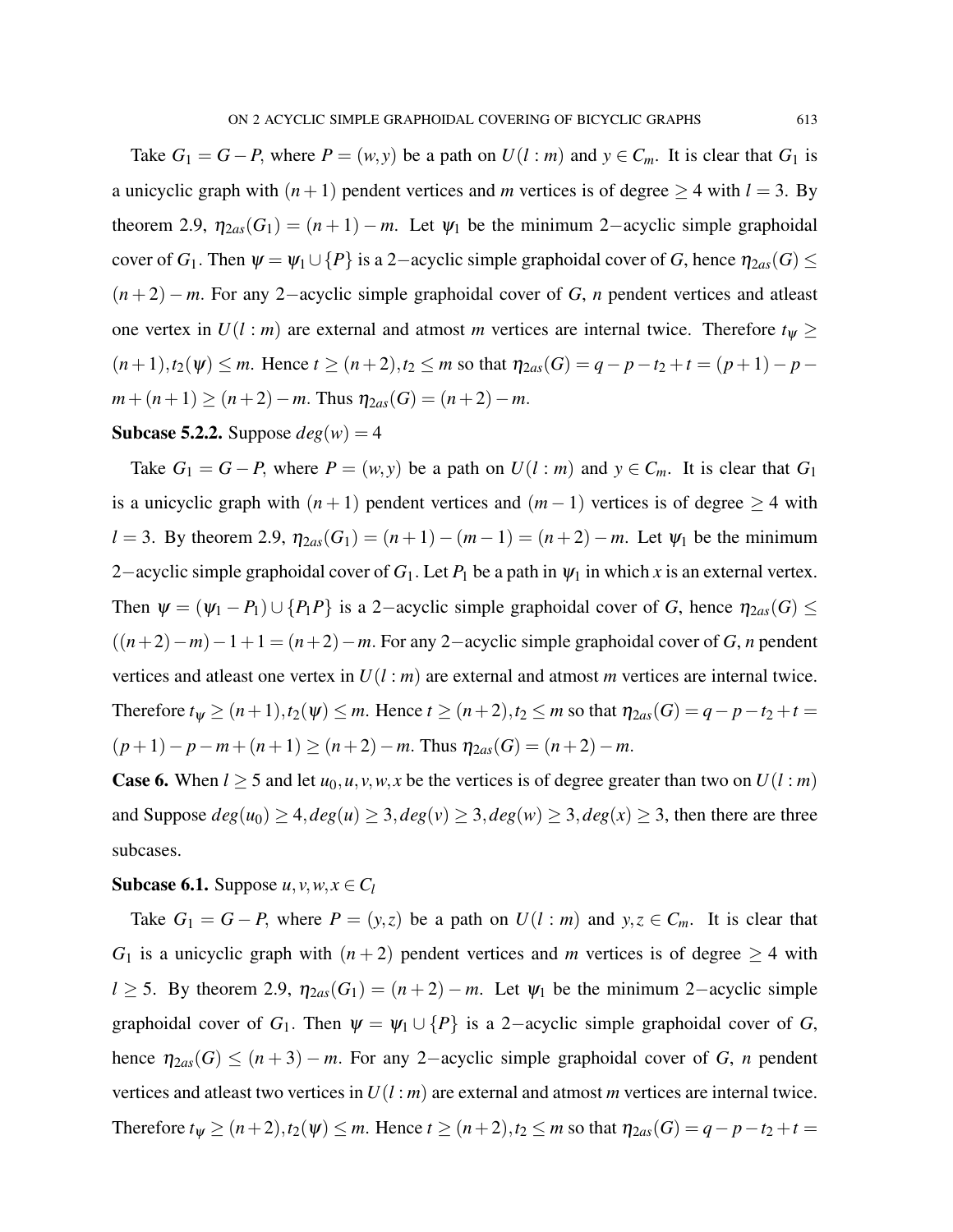Take $G_1 = G - P$, where $P = (w,y)$ be a path on $U(l:m)$ and $y \in C_m$. It is clear that $G_1$ is a unicyclic graph with $(n+1)$ pendent vertices and $m$ vertices is of degree $\geq 4$ with $l = 3$. By theorem 2.9, $\eta_{2as}(G_1) = (n+1) - m$. Let $\psi_1$ be the minimum 2−acyclic simple graphoidal cover of $G_1$. Then $\psi = \psi_1 \cup \{P\}$ is a 2−acyclic simple graphoidal cover of $G$, hence $\eta_{2as}(G) \leq (n+2) - m$. For any 2−acyclic simple graphoidal cover of $G$, $n$ pendent vertices and atleast one vertex in $U(l:m)$ are external and atmost $m$ vertices are internal twice. Therefore $t_\psi \geq (n+1), t_2(\psi) \leq m$. Hence $t \geq (n+2), t_2 \leq m$ so that $\eta_{2as}(G) = q - p - t_2 + t = (p+1) - p - m + (n+1) \geq (n+2) - m$. Thus $\eta_{2as}(G) = (n+2) - m$.

**Subcase 5.2.2.** Suppose $deg(w) = 4$

Take $G_1 = G - P$, where $P = (w,y)$ be a path on $U(l:m)$ and $y \in C_m$. It is clear that $G_1$ is a unicyclic graph with $(n+1)$ pendent vertices and $(m-1)$ vertices is of degree $\geq 4$ with $l = 3$. By theorem 2.9, $\eta_{2as}(G_1) = (n+1) - (m-1) = (n+2) - m$. Let $\psi_1$ be the minimum 2−acyclic simple graphoidal cover of $G_1$. Let $P_1$ be a path in $\psi_1$ in which $x$ is an external vertex. Then $\psi = (\psi_1 - P_1) \cup \{P_1 P\}$ is a 2−acyclic simple graphoidal cover of $G$, hence $\eta_{2as}(G) \leq ((n+2) - m) - 1 + 1 = (n+2) - m$. For any 2−acyclic simple graphoidal cover of $G$, $n$ pendent vertices and atleast one vertex in $U(l:m)$ are external and atmost $m$ vertices are internal twice. Therefore $t_\psi \geq (n+1), t_2(\psi) \leq m$. Hence $t \geq (n+2), t_2 \leq m$ so that $\eta_{2as}(G) = q - p - t_2 + t = (p+1) - p - m + (n+1) \geq (n+2) - m$. Thus $\eta_{2as}(G) = (n+2) - m$.

**Case 6.** When $l \geq 5$ and let $u_0, u, v, w, x$ be the vertices is of degree greater than two on $U(l:m)$ and Suppose $deg(u_0) \geq 4, deg(u) \geq 3, deg(v) \geq 3, deg(w) \geq 3, deg(x) \geq 3$, then there are three subcases.

**Subcase 6.1.** Suppose $u, v, w, x \in C_l$

Take $G_1 = G - P$, where $P = (y,z)$ be a path on $U(l:m)$ and $y, z \in C_m$. It is clear that $G_1$ is a unicyclic graph with $(n+2)$ pendent vertices and $m$ vertices is of degree $\geq 4$ with $l \geq 5$. By theorem 2.9, $\eta_{2as}(G_1) = (n+2) - m$. Let $\psi_1$ be the minimum 2−acyclic simple graphoidal cover of $G_1$. Then $\psi = \psi_1 \cup \{P\}$ is a 2−acyclic simple graphoidal cover of $G$, hence $\eta_{2as}(G) \leq (n+3) - m$. For any 2−acyclic simple graphoidal cover of $G$, $n$ pendent vertices and atleast two vertices in $U(l:m)$ are external and atmost $m$ vertices are internal twice. Therefore $t_\psi \geq (n+2), t_2(\psi) \leq m$. Hence $t \geq (n+2), t_2 \leq m$ so that $\eta_{2as}(G) = q - p - t_2 + t =$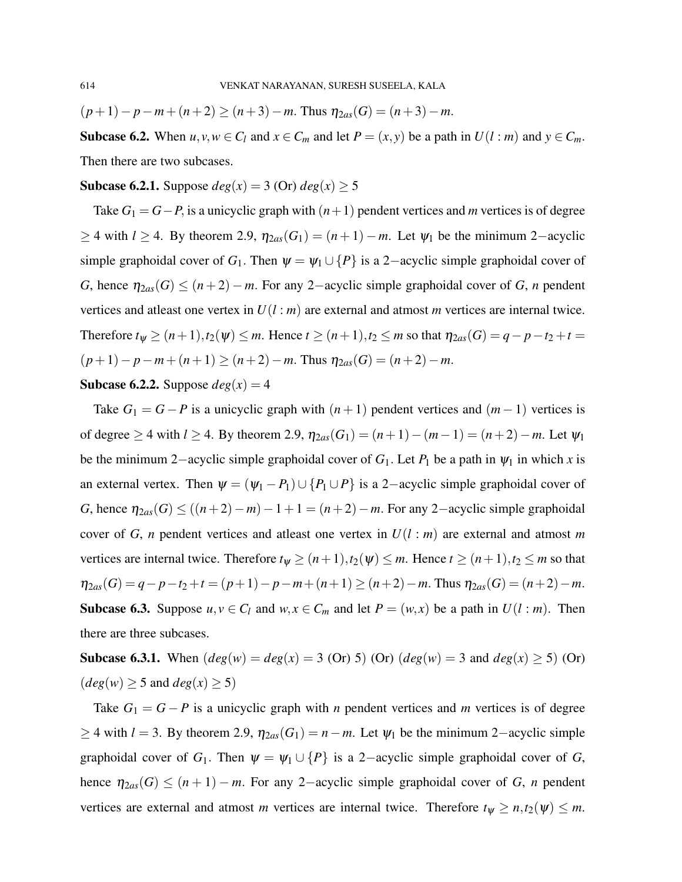$(p+1)-p-m+(n+2) \geq (n+3)-m$. Thus $\eta_{2as}(G)=(n+3)-m$.

**Subcase 6.2.** When $u,v,w \in C_l$ and $x \in C_m$ and let $P=(x,y)$ be a path in $U(l:m)$ and $y \in C_m$. Then there are two subcases.

**Subcase 6.2.1.** Suppose $deg(x)=3$ (Or) $deg(x) \geq 5$

Take $G_1 = G-P$, is a unicyclic graph with $(n+1)$ pendent vertices and $m$ vertices is of degree $\geq 4$ with $l \geq 4$. By theorem 2.9, $\eta_{2as}(G_1)=(n+1)-m$. Let $\psi_1$ be the minimum 2−acyclic simple graphoidal cover of $G_1$. Then $\psi = \psi_1 \cup \{P\}$ is a 2−acyclic simple graphoidal cover of $G$, hence $\eta_{2as}(G) \leq (n+2)-m$. For any 2−acyclic simple graphoidal cover of $G$, $n$ pendent vertices and atleast one vertex in $U(l:m)$ are external and atmost $m$ vertices are internal twice. Therefore $t_\psi \geq (n+1), t_2(\psi) \leq m$. Hence $t \geq (n+1), t_2 \leq m$ so that $\eta_{2as}(G)=q-p-t_2+t=(p+1)-p-m+(n+1) \geq (n+2)-m$. Thus $\eta_{2as}(G)=(n+2)-m$.

**Subcase 6.2.2.** Suppose $deg(x)=4$

Take $G_1 = G-P$ is a unicyclic graph with $(n+1)$ pendent vertices and $(m-1)$ vertices is of degree $\geq 4$ with $l \geq 4$. By theorem 2.9, $\eta_{2as}(G_1)=(n+1)-(m-1)=(n+2)-m$. Let $\psi_1$ be the minimum 2−acyclic simple graphoidal cover of $G_1$. Let $P_1$ be a path in $\psi_1$ in which $x$ is an external vertex. Then $\psi = (\psi_1 - P_1) \cup \{P_1 \cup P\}$ is a 2−acyclic simple graphoidal cover of $G$, hence $\eta_{2as}(G) \leq ((n+2)-m)-1+1=(n+2)-m$. For any 2−acyclic simple graphoidal cover of $G$, $n$ pendent vertices and atleast one vertex in $U(l:m)$ are external and atmost $m$ vertices are internal twice. Therefore $t_\psi \geq (n+1), t_2(\psi) \leq m$. Hence $t \geq (n+1), t_2 \leq m$ so that $\eta_{2as}(G)=q-p-t_2+t=(p+1)-p-m+(n+1) \geq (n+2)-m$. Thus $\eta_{2as}(G)=(n+2)-m$.

**Subcase 6.3.** Suppose $u,v \in C_l$ and $w,x \in C_m$ and let $P=(w,x)$ be a path in $U(l:m)$. Then there are three subcases.

**Subcase 6.3.1.** When $(deg(w)=deg(x)=3$ (Or) $5)$ (Or) $(deg(w)=3$ and $deg(x) \geq 5)$ (Or) $(deg(w) \geq 5$ and $deg(x) \geq 5)$

Take $G_1 = G-P$ is a unicyclic graph with $n$ pendent vertices and $m$ vertices is of degree $\geq 4$ with $l=3$. By theorem 2.9, $\eta_{2as}(G_1)=n-m$. Let $\psi_1$ be the minimum 2−acyclic simple graphoidal cover of $G_1$. Then $\psi = \psi_1 \cup \{P\}$ is a 2−acyclic simple graphoidal cover of $G$, hence $\eta_{2as}(G) \leq (n+1)-m$. For any 2−acyclic simple graphoidal cover of $G$, $n$ pendent vertices are external and atmost $m$ vertices are internal twice. Therefore $t_\psi \geq n, t_2(\psi) \leq m$.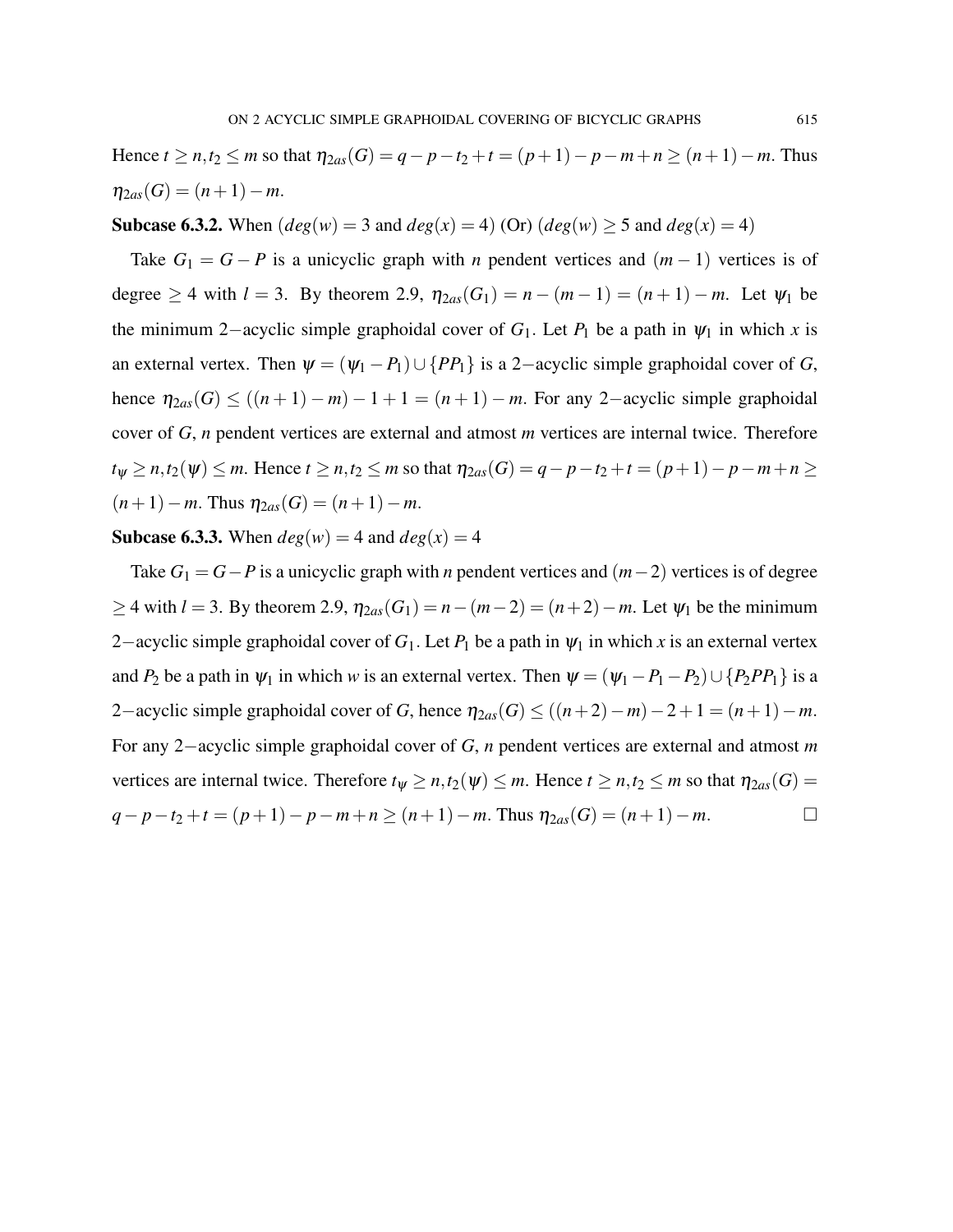Hence $t \geq n, t_2 \leq m$ so that $\eta_{2as}(G) = q - p - t_2 + t = (p+1) - p - m + n \geq (n+1) - m$. Thus $\eta_{2as}(G) = (n+1) - m$.

**Subcase 6.3.2.** When ($deg(w) = 3$ and $deg(x) = 4$) (Or) ($deg(w) \geq 5$ and $deg(x) = 4$)

Take $G_1 = G - P$ is a unicyclic graph with $n$ pendent vertices and $(m-1)$ vertices is of degree $\geq 4$ with $l = 3$. By theorem 2.9, $\eta_{2as}(G_1) = n - (m-1) = (n+1) - m$. Let $\psi_1$ be the minimum $2-$acyclic simple graphoidal cover of $G_1$. Let $P_1$ be a path in $\psi_1$ in which $x$ is an external vertex. Then $\psi = (\psi_1 - P_1) \cup \{PP_1\}$ is a $2-$acyclic simple graphoidal cover of $G$, hence $\eta_{2as}(G) \leq ((n+1) - m) - 1 + 1 = (n+1) - m$. For any $2-$acyclic simple graphoidal cover of $G$, $n$ pendent vertices are external and atmost $m$ vertices are internal twice. Therefore $t_\psi \geq n, t_2(\psi) \leq m$. Hence $t \geq n, t_2 \leq m$ so that $\eta_{2as}(G) = q - p - t_2 + t = (p+1) - p - m + n \geq (n+1) - m$. Thus $\eta_{2as}(G) = (n+1) - m$.

**Subcase 6.3.3.** When $deg(w) = 4$ and $deg(x) = 4$

Take $G_1 = G - P$ is a unicyclic graph with $n$ pendent vertices and $(m-2)$ vertices is of degree $\geq 4$ with $l = 3$. By theorem 2.9, $\eta_{2as}(G_1) = n - (m-2) = (n+2) - m$. Let $\psi_1$ be the minimum $2-$acyclic simple graphoidal cover of $G_1$. Let $P_1$ be a path in $\psi_1$ in which $x$ is an external vertex and $P_2$ be a path in $\psi_1$ in which $w$ is an external vertex. Then $\psi = (\psi_1 - P_1 - P_2) \cup \{P_2PP_1\}$ is a $2-$acyclic simple graphoidal cover of $G$, hence $\eta_{2as}(G) \leq ((n+2) - m) - 2 + 1 = (n+1) - m$. For any $2-$acyclic simple graphoidal cover of $G$, $n$ pendent vertices are external and atmost $m$ vertices are internal twice. Therefore $t_\psi \geq n, t_2(\psi) \leq m$. Hence $t \geq n, t_2 \leq m$ so that $\eta_{2as}(G) = q - p - t_2 + t = (p+1) - p - m + n \geq (n+1) - m$. Thus $\eta_{2as}(G) = (n+1) - m$. □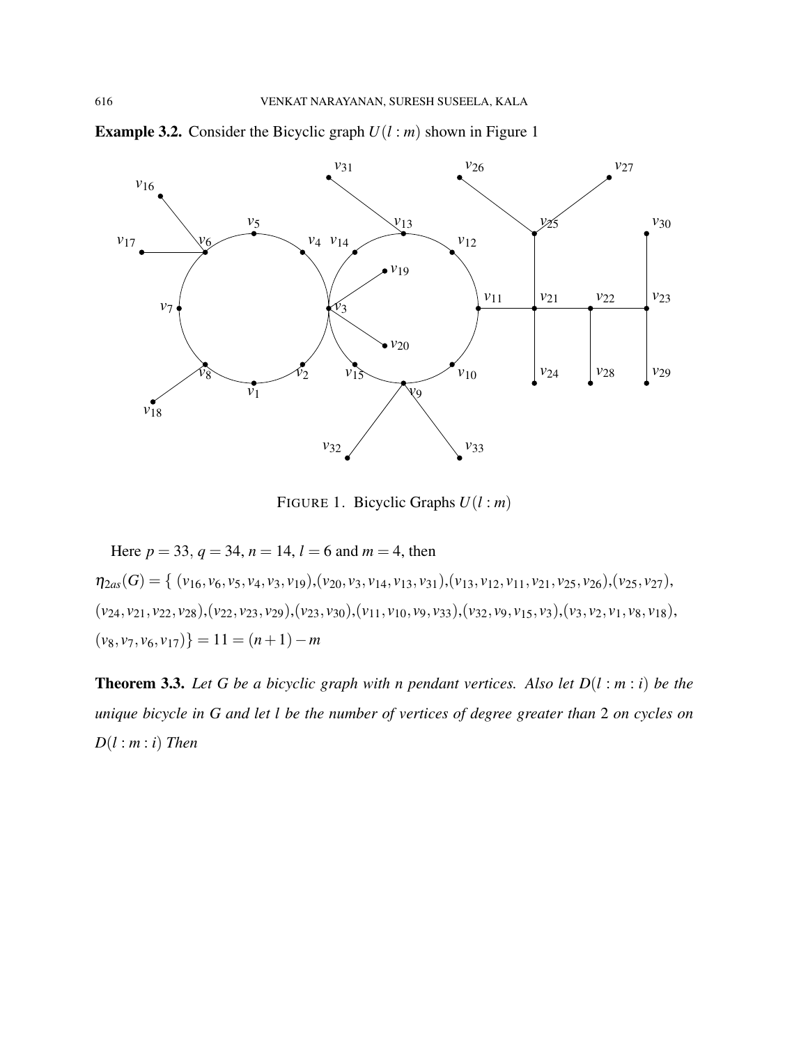**Example 3.2.** Consider the Bicyclic graph $U(l:m)$ shown in Figure 1

FIGURE 1. Bicyclic Graphs $U(l:m)$

Here $p = 33$, $q = 34$, $n = 14$, $l = 6$ and $m = 4$, then

$\eta_{2as}(G) = \{ (v_{16}, v_6, v_5, v_4, v_3, v_{19}), (v_{20}, v_3, v_{14}, v_{13}, v_{31}), (v_{13}, v_{12}, v_{11}, v_{21}, v_{25}, v_{26}), (v_{25}, v_{27}),$
$(v_{24}, v_{21}, v_{22}, v_{28}), (v_{22}, v_{23}, v_{29}), (v_{23}, v_{30}), (v_{11}, v_{10}, v_9, v_{33}), (v_{32}, v_9, v_{15}, v_3), (v_3, v_2, v_1, v_8, v_{18}),$
$(v_8, v_7, v_6, v_{17})\} = 11 = (n+1) - m$

**Theorem 3.3.** *Let $G$ be a bicyclic graph with $n$ pendant vertices. Also let $D(l:m:i)$ be the unique bicycle in $G$ and let $l$ be the number of vertices of degree greater than 2 on cycles on $D(l:m:i)$ Then*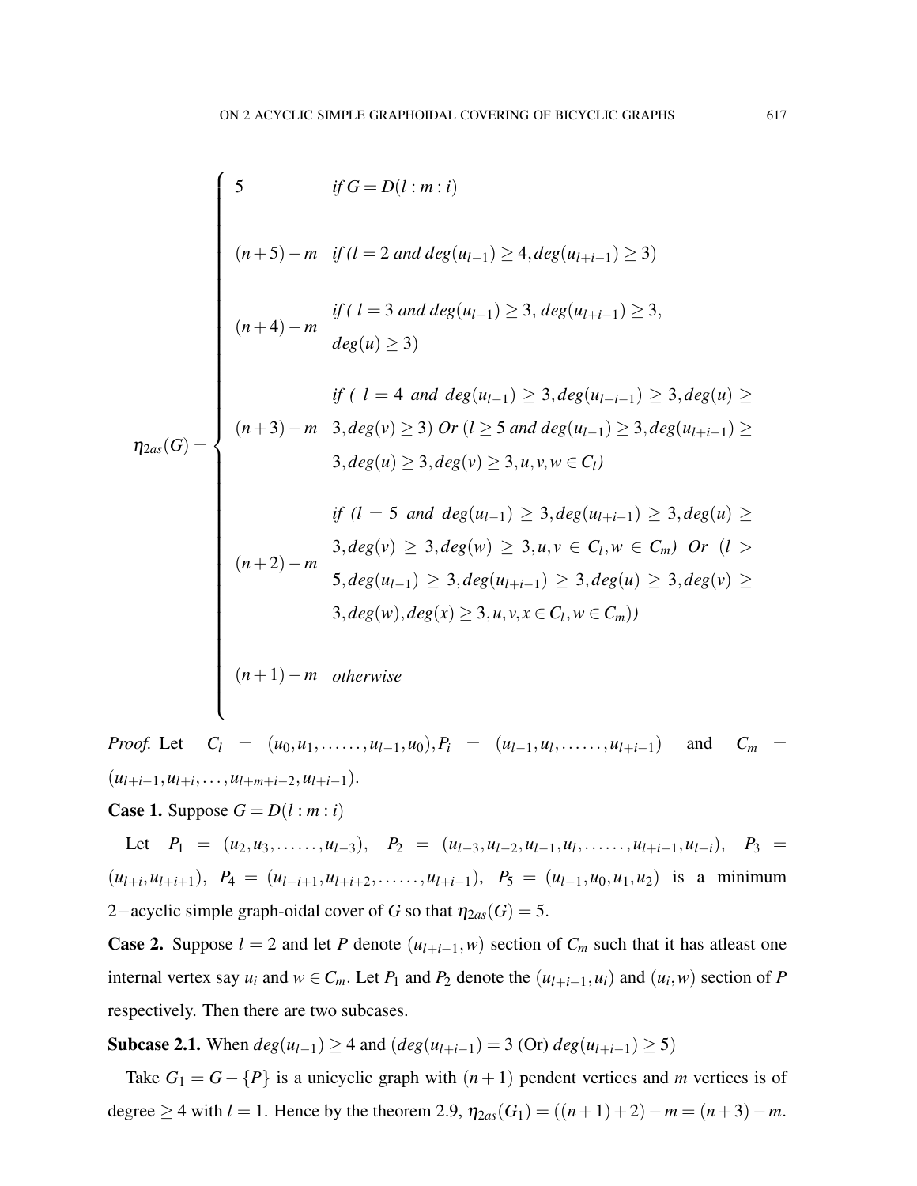$$
\eta_{2as}(G) = \begin{cases}
5 & \textit{if } G = D(l:m:i) \\
(n+5)-m & \textit{if } (l=2 \textit{ and } deg(u_{l-1}) \geq 4, deg(u_{l+i-1}) \geq 3) \\
(n+4)-m & \textit{if } (\ l=3 \textit{ and } deg(u_{l-1}) \geq 3,\ deg(u_{l+i-1}) \geq 3, \\ & deg(u) \geq 3) \\
(n+3)-m & \textit{if } (\ l=4 \textit{ and } deg(u_{l-1}) \geq 3, deg(u_{l+i-1}) \geq 3, deg(u) \geq \\ & 3, deg(v) \geq 3) \textit{ Or } (l \geq 5 \textit{ and } deg(u_{l-1}) \geq 3, deg(u_{l+i-1}) \geq \\ & 3, deg(u) \geq 3, deg(v) \geq 3, u,v,w \in C_l) \\
(n+2)-m & \textit{if } (l=5 \textit{ and } deg(u_{l-1}) \geq 3, deg(u_{l+i-1}) \geq 3, deg(u) \geq \\ & 3, deg(v) \geq 3, deg(w) \geq 3, u,v \in C_l, w \in C_m) \textit{ Or } (l > \\ & 5, deg(u_{l-1}) \geq 3, deg(u_{l+i-1}) \geq 3, deg(u) \geq 3, deg(v) \geq \\ & 3, deg(w), deg(x) \geq 3, u,v,x \in C_l, w \in C_m)) \\
(n+1)-m & \textit{otherwise}
\end{cases}
$$

*Proof.* Let $C_l = (u_0, u_1, \ldots\ldots, u_{l-1}, u_0), P_i = (u_{l-1}, u_l, \ldots\ldots, u_{l+i-1})$ and $C_m = (u_{l+i-1}, u_{l+i}, \ldots, u_{l+m+i-2}, u_{l+i-1})$.

**Case 1.** Suppose $G = D(l:m:i)$

Let $P_1 = (u_2, u_3, \ldots\ldots, u_{l-3})$, $P_2 = (u_{l-3}, u_{l-2}, u_{l-1}, u_l, \ldots\ldots, u_{l+i-1}, u_{l+i})$, $P_3 = (u_{l+i}, u_{l+i+1})$, $P_4 = (u_{l+i+1}, u_{l+i+2}, \ldots\ldots, u_{l+i-1})$, $P_5 = (u_{l-1}, u_0, u_1, u_2)$ is a minimum 2−acyclic simple graph-oidal cover of $G$ so that $\eta_{2as}(G) = 5$.

**Case 2.** Suppose $l = 2$ and let $P$ denote $(u_{l+i-1}, w)$ section of $C_m$ such that it has atleast one internal vertex say $u_i$ and $w \in C_m$. Let $P_1$ and $P_2$ denote the $(u_{l+i-1}, u_i)$ and $(u_i, w)$ section of $P$ respectively. Then there are two subcases.

**Subcase 2.1.** When $deg(u_{l-1}) \geq 4$ and $(deg(u_{l+i-1}) = 3$ (Or) $deg(u_{l+i-1}) \geq 5)$

Take $G_1 = G - \{P\}$ is a unicyclic graph with $(n+1)$ pendent vertices and $m$ vertices is of degree $\geq 4$ with $l = 1$. Hence by the theorem 2.9, $\eta_{2as}(G_1) = ((n+1)+2) - m = (n+3) - m$.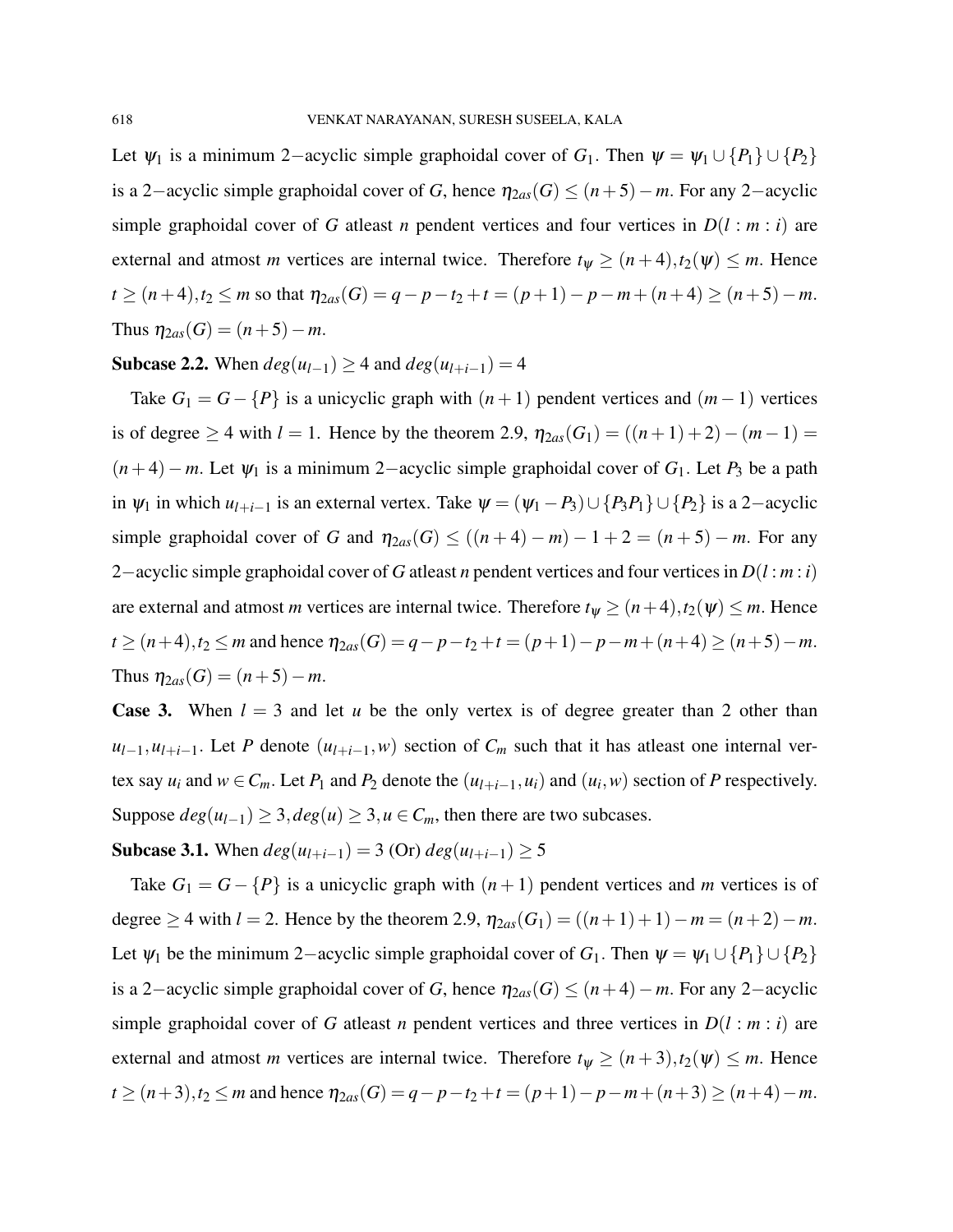Let $\psi_1$ is a minimum $2-$acyclic simple graphoidal cover of $G_1$. Then $\psi = \psi_1 \cup \{P_1\} \cup \{P_2\}$ is a $2-$acyclic simple graphoidal cover of $G$, hence $\eta_{2as}(G) \leq (n+5) - m$. For any $2-$acyclic simple graphoidal cover of $G$ atleast $n$ pendent vertices and four vertices in $D(l:m:i)$ are external and atmost $m$ vertices are internal twice. Therefore $t_\psi \geq (n+4), t_2(\psi) \leq m$. Hence $t \geq (n+4), t_2 \leq m$ so that $\eta_{2as}(G) = q - p - t_2 + t = (p+1) - p - m + (n+4) \geq (n+5) - m$. Thus $\eta_{2as}(G) = (n+5) - m$.

**Subcase 2.2.** When $deg(u_{l-1}) \geq 4$ and $deg(u_{l+i-1}) = 4$

Take $G_1 = G - \{P\}$ is a unicyclic graph with $(n+1)$ pendent vertices and $(m-1)$ vertices is of degree $\geq 4$ with $l = 1$. Hence by the theorem 2.9, $\eta_{2as}(G_1) = ((n+1)+2) - (m-1) = (n+4) - m$. Let $\psi_1$ is a minimum $2-$acyclic simple graphoidal cover of $G_1$. Let $P_3$ be a path in $\psi_1$ in which $u_{l+i-1}$ is an external vertex. Take $\psi = (\psi_1 - P_3) \cup \{P_3P_1\} \cup \{P_2\}$ is a $2-$acyclic simple graphoidal cover of $G$ and $\eta_{2as}(G) \leq ((n+4) - m) - 1 + 2 = (n+5) - m$. For any $2-$acyclic simple graphoidal cover of $G$ atleast $n$ pendent vertices and four vertices in $D(l:m:i)$ are external and atmost $m$ vertices are internal twice. Therefore $t_\psi \geq (n+4), t_2(\psi) \leq m$. Hence $t \geq (n+4), t_2 \leq m$ and hence $\eta_{2as}(G) = q - p - t_2 + t = (p+1) - p - m + (n+4) \geq (n+5) - m$. Thus $\eta_{2as}(G) = (n+5) - m$.

**Case 3.** When $l = 3$ and let $u$ be the only vertex is of degree greater than 2 other than $u_{l-1}, u_{l+i-1}$. Let $P$ denote $(u_{l+i-1}, w)$ section of $C_m$ such that it has atleast one internal vertex say $u_i$ and $w \in C_m$. Let $P_1$ and $P_2$ denote the $(u_{l+i-1}, u_i)$ and $(u_i, w)$ section of $P$ respectively. Suppose $deg(u_{l-1}) \geq 3, deg(u) \geq 3, u \in C_m$, then there are two subcases.

**Subcase 3.1.** When $deg(u_{l+i-1}) = 3$ (Or) $deg(u_{l+i-1}) \geq 5$

Take $G_1 = G - \{P\}$ is a unicyclic graph with $(n+1)$ pendent vertices and $m$ vertices is of degree $\geq 4$ with $l = 2$. Hence by the theorem 2.9, $\eta_{2as}(G_1) = ((n+1)+1) - m = (n+2) - m$. Let $\psi_1$ be the minimum $2-$acyclic simple graphoidal cover of $G_1$. Then $\psi = \psi_1 \cup \{P_1\} \cup \{P_2\}$ is a $2-$acyclic simple graphoidal cover of $G$, hence $\eta_{2as}(G) \leq (n+4) - m$. For any $2-$acyclic simple graphoidal cover of $G$ atleast $n$ pendent vertices and three vertices in $D(l:m:i)$ are external and atmost $m$ vertices are internal twice. Therefore $t_\psi \geq (n+3), t_2(\psi) \leq m$. Hence $t \geq (n+3), t_2 \leq m$ and hence $\eta_{2as}(G) = q - p - t_2 + t = (p+1) - p - m + (n+3) \geq (n+4) - m$.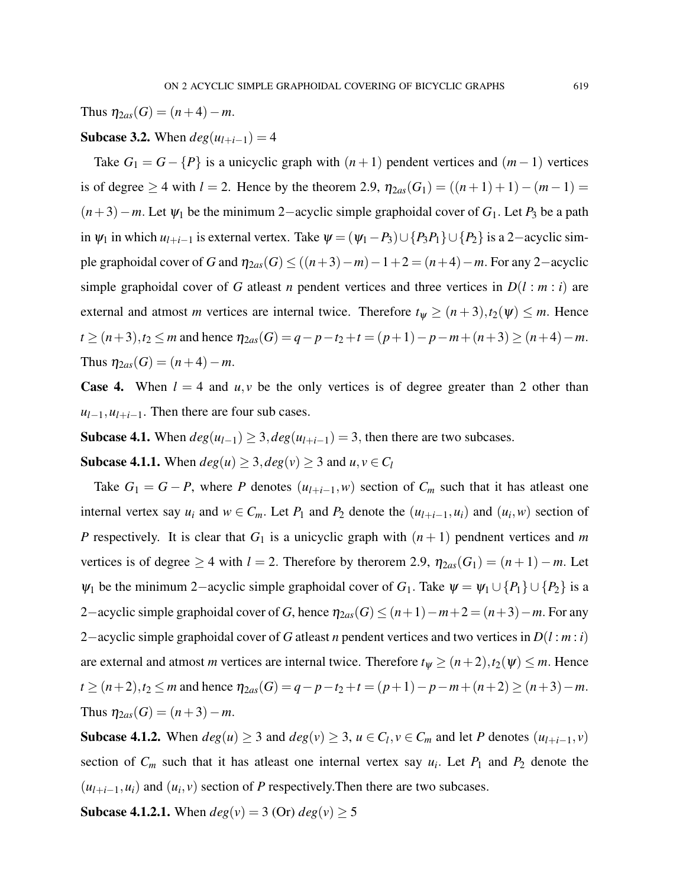Thus $\eta_{2as}(G) = (n+4) - m$.

**Subcase 3.2.** When $deg(u_{l+i-1}) = 4$

Take $G_1 = G - \{P\}$ is a unicyclic graph with $(n+1)$ pendent vertices and $(m-1)$ vertices is of degree $\geq 4$ with $l = 2$. Hence by the theorem 2.9, $\eta_{2as}(G_1) = ((n+1)+1) - (m-1) = (n+3) - m$. Let $\psi_1$ be the minimum $2-$acyclic simple graphoidal cover of $G_1$. Let $P_3$ be a path in $\psi_1$ in which $u_{l+i-1}$ is external vertex. Take $\psi = (\psi_1 - P_3) \cup \{P_3P_1\} \cup \{P_2\}$ is a $2-$acyclic simple graphoidal cover of $G$ and $\eta_{2as}(G) \leq ((n+3)-m) - 1 + 2 = (n+4) - m$. For any $2-$acyclic simple graphoidal cover of $G$ atleast $n$ pendent vertices and three vertices in $D(l:m:i)$ are external and atmost $m$ vertices are internal twice. Therefore $t_\psi \geq (n+3), t_2(\psi) \leq m$. Hence $t \geq (n+3), t_2 \leq m$ and hence $\eta_{2as}(G) = q - p - t_2 + t = (p+1) - p - m + (n+3) \geq (n+4) - m$. Thus $\eta_{2as}(G) = (n+4) - m$.

**Case 4.** When $l = 4$ and $u, v$ be the only vertices is of degree greater than 2 other than $u_{l-1}, u_{l+i-1}$. Then there are four sub cases.

**Subcase 4.1.** When $deg(u_{l-1}) \geq 3, deg(u_{l+i-1}) = 3$, then there are two subcases.

**Subcase 4.1.1.** When $deg(u) \geq 3, deg(v) \geq 3$ and $u, v \in C_l$

Take $G_1 = G - P$, where $P$ denotes $(u_{l+i-1}, w)$ section of $C_m$ such that it has atleast one internal vertex say $u_i$ and $w \in C_m$. Let $P_1$ and $P_2$ denote the $(u_{l+i-1}, u_i)$ and $(u_i, w)$ section of $P$ respectively. It is clear that $G_1$ is a unicyclic graph with $(n+1)$ pendnent vertices and $m$ vertices is of degree $\geq 4$ with $l = 2$. Therefore by therorem 2.9, $\eta_{2as}(G_1) = (n+1) - m$. Let $\psi_1$ be the minimum $2-$acyclic simple graphoidal cover of $G_1$. Take $\psi = \psi_1 \cup \{P_1\} \cup \{P_2\}$ is a $2-$acyclic simple graphoidal cover of $G$, hence $\eta_{2as}(G) \leq (n+1) - m + 2 = (n+3) - m$. For any $2-$acyclic simple graphoidal cover of $G$ atleast $n$ pendent vertices and two vertices in $D(l:m:i)$ are external and atmost $m$ vertices are internal twice. Therefore $t_\psi \geq (n+2), t_2(\psi) \leq m$. Hence $t \geq (n+2), t_2 \leq m$ and hence $\eta_{2as}(G) = q - p - t_2 + t = (p+1) - p - m + (n+2) \geq (n+3) - m$. Thus $\eta_{2as}(G) = (n+3) - m$.

**Subcase 4.1.2.** When $deg(u) \geq 3$ and $deg(v) \geq 3$, $u \in C_l, v \in C_m$ and let $P$ denotes $(u_{l+i-1}, v)$ section of $C_m$ such that it has atleast one internal vertex say $u_i$. Let $P_1$ and $P_2$ denote the $(u_{l+i-1}, u_i)$ and $(u_i, v)$ section of $P$ respectively.Then there are two subcases.

**Subcase 4.1.2.1.** When $deg(v) = 3$ (Or) $deg(v) \geq 5$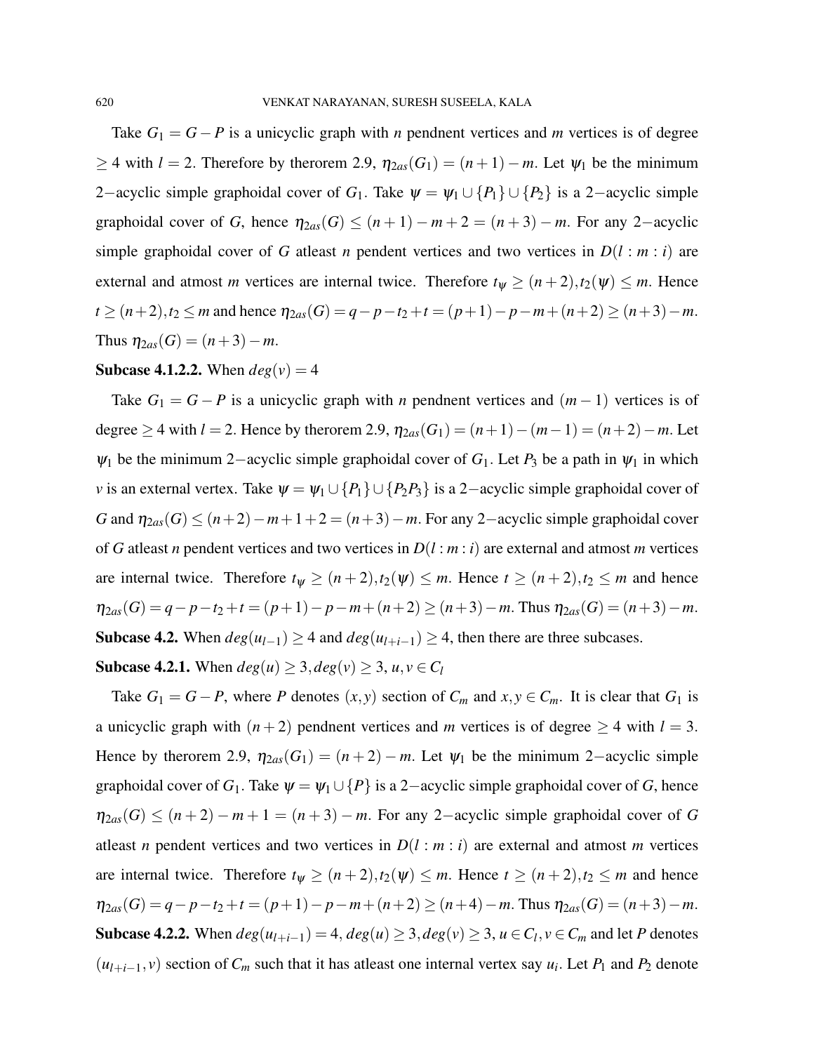Take $G_1 = G - P$ is a unicyclic graph with $n$ pendnent vertices and $m$ vertices is of degree $\geq 4$ with $l = 2$. Therefore by therorem 2.9, $\eta_{2as}(G_1) = (n+1) - m$. Let $\psi_1$ be the minimum 2−acyclic simple graphoidal cover of $G_1$. Take $\psi = \psi_1 \cup \{P_1\} \cup \{P_2\}$ is a 2−acyclic simple graphoidal cover of $G$, hence $\eta_{2as}(G) \leq (n+1) - m + 2 = (n+3) - m$. For any 2−acyclic simple graphoidal cover of $G$ atleast $n$ pendent vertices and two vertices in $D(l : m : i)$ are external and atmost $m$ vertices are internal twice. Therefore $t_\psi \geq (n+2), t_2(\psi) \leq m$. Hence $t \geq (n+2), t_2 \leq m$ and hence $\eta_{2as}(G) = q - p - t_2 + t = (p+1) - p - m + (n+2) \geq (n+3) - m$. Thus $\eta_{2as}(G) = (n+3) - m$.

**Subcase 4.1.2.2.** When $deg(v) = 4$

Take $G_1 = G - P$ is a unicyclic graph with $n$ pendnent vertices and $(m-1)$ vertices is of degree $\geq 4$ with $l = 2$. Hence by therorem 2.9, $\eta_{2as}(G_1) = (n+1) - (m-1) = (n+2) - m$. Let $\psi_1$ be the minimum 2−acyclic simple graphoidal cover of $G_1$. Let $P_3$ be a path in $\psi_1$ in which $v$ is an external vertex. Take $\psi = \psi_1 \cup \{P_1\} \cup \{P_2P_3\}$ is a 2−acyclic simple graphoidal cover of $G$ and $\eta_{2as}(G) \leq (n+2) - m + 1 + 2 = (n+3) - m$. For any 2−acyclic simple graphoidal cover of $G$ atleast $n$ pendent vertices and two vertices in $D(l : m : i)$ are external and atmost $m$ vertices are internal twice. Therefore $t_\psi \geq (n+2), t_2(\psi) \leq m$. Hence $t \geq (n+2), t_2 \leq m$ and hence $\eta_{2as}(G) = q - p - t_2 + t = (p+1) - p - m + (n+2) \geq (n+3) - m$. Thus $\eta_{2as}(G) = (n+3) - m$.

**Subcase 4.2.** When $deg(u_{l-1}) \geq 4$ and $deg(u_{l+i-1}) \geq 4$, then there are three subcases.

**Subcase 4.2.1.** When $deg(u) \geq 3, deg(v) \geq 3$, $u, v \in C_l$

Take $G_1 = G - P$, where $P$ denotes $(x, y)$ section of $C_m$ and $x, y \in C_m$. It is clear that $G_1$ is a unicyclic graph with $(n+2)$ pendnent vertices and $m$ vertices is of degree $\geq 4$ with $l = 3$. Hence by therorem 2.9, $\eta_{2as}(G_1) = (n+2) - m$. Let $\psi_1$ be the minimum 2−acyclic simple graphoidal cover of $G_1$. Take $\psi = \psi_1 \cup \{P\}$ is a 2−acyclic simple graphoidal cover of $G$, hence $\eta_{2as}(G) \leq (n+2) - m + 1 = (n+3) - m$. For any 2−acyclic simple graphoidal cover of $G$ atleast $n$ pendent vertices and two vertices in $D(l : m : i)$ are external and atmost $m$ vertices are internal twice. Therefore $t_\psi \geq (n+2), t_2(\psi) \leq m$. Hence $t \geq (n+2), t_2 \leq m$ and hence $\eta_{2as}(G) = q - p - t_2 + t = (p+1) - p - m + (n+2) \geq (n+4) - m$. Thus $\eta_{2as}(G) = (n+3) - m$.

**Subcase 4.2.2.** When $deg(u_{l+i-1}) = 4$, $deg(u) \geq 3, deg(v) \geq 3$, $u \in C_l, v \in C_m$ and let $P$ denotes $(u_{l+i-1}, v)$ section of $C_m$ such that it has atleast one internal vertex say $u_i$. Let $P_1$ and $P_2$ denote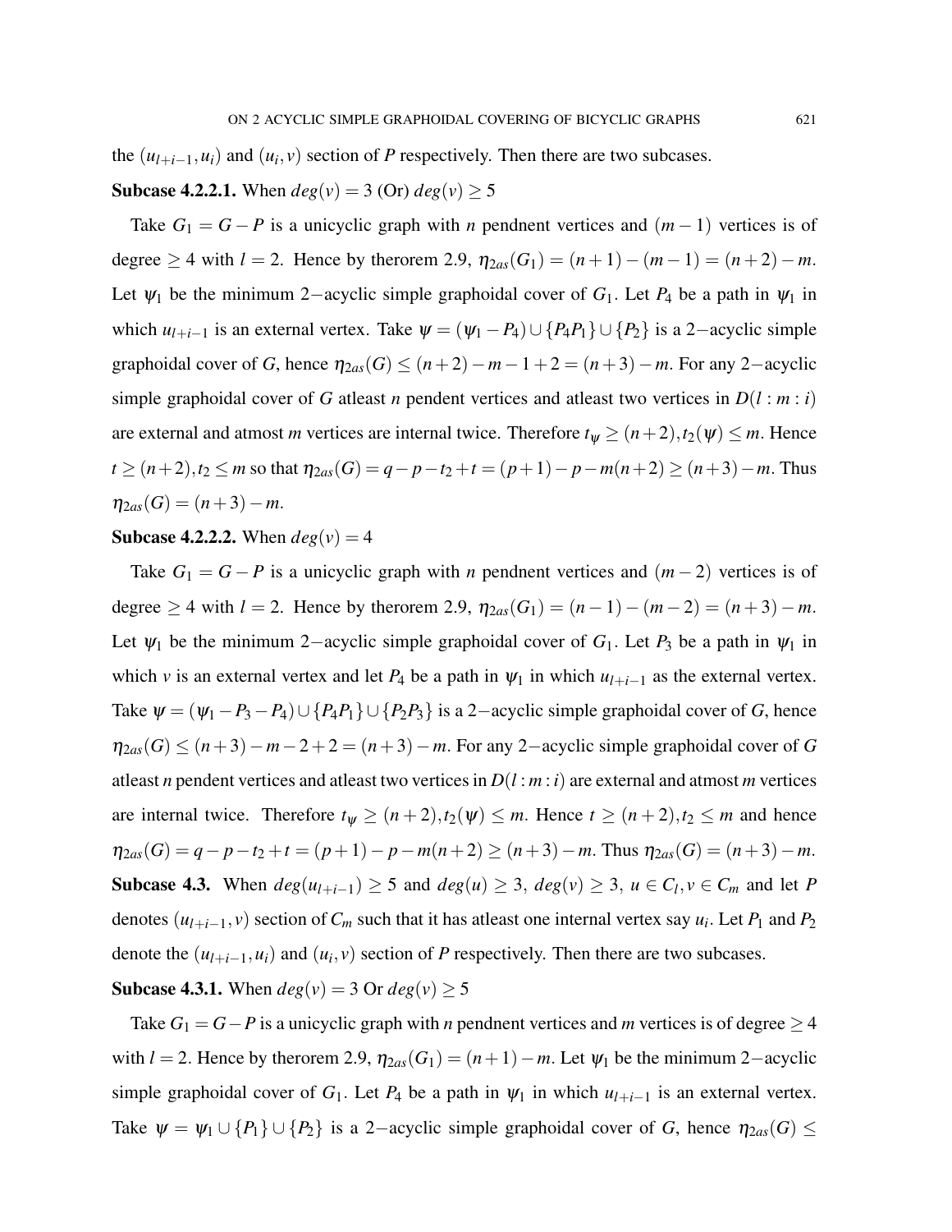the $(u_{l+i-1}, u_i)$ and $(u_i, v)$ section of $P$ respectively. Then there are two subcases.

**Subcase 4.2.2.1.** When $deg(v) = 3$ (Or) $deg(v) \geq 5$

Take $G_1 = G - P$ is a unicyclic graph with $n$ pendnent vertices and $(m-1)$ vertices is of degree $\geq 4$ with $l = 2$. Hence by therorem 2.9, $\eta_{2as}(G_1) = (n+1) - (m-1) = (n+2) - m$. Let $\psi_1$ be the minimum 2−acyclic simple graphoidal cover of $G_1$. Let $P_4$ be a path in $\psi_1$ in which $u_{l+i-1}$ is an external vertex. Take $\psi = (\psi_1 - P_4) \cup \{P_4 P_1\} \cup \{P_2\}$ is a 2−acyclic simple graphoidal cover of $G$, hence $\eta_{2as}(G) \leq (n+2) - m - 1 + 2 = (n+3) - m$. For any 2−acyclic simple graphoidal cover of $G$ atleast $n$ pendent vertices and atleast two vertices in $D(l : m : i)$ are external and atmost $m$ vertices are internal twice. Therefore $t_\psi \geq (n+2), t_2(\psi) \leq m$. Hence $t \geq (n+2), t_2 \leq m$ so that $\eta_{2as}(G) = q - p - t_2 + t = (p+1) - p - m(n+2) \geq (n+3) - m$. Thus $\eta_{2as}(G) = (n+3) - m$.

**Subcase 4.2.2.2.** When $deg(v) = 4$

Take $G_1 = G - P$ is a unicyclic graph with $n$ pendnent vertices and $(m-2)$ vertices is of degree $\geq 4$ with $l = 2$. Hence by therorem 2.9, $\eta_{2as}(G_1) = (n-1) - (m-2) = (n+3) - m$. Let $\psi_1$ be the minimum 2−acyclic simple graphoidal cover of $G_1$. Let $P_3$ be a path in $\psi_1$ in which $v$ is an external vertex and let $P_4$ be a path in $\psi_1$ in which $u_{l+i-1}$ as the external vertex. Take $\psi = (\psi_1 - P_3 - P_4) \cup \{P_4 P_1\} \cup \{P_2 P_3\}$ is a 2−acyclic simple graphoidal cover of $G$, hence $\eta_{2as}(G) \leq (n+3) - m - 2 + 2 = (n+3) - m$. For any 2−acyclic simple graphoidal cover of $G$ atleast $n$ pendent vertices and atleast two vertices in $D(l : m : i)$ are external and atmost $m$ vertices are internal twice. Therefore $t_\psi \geq (n+2), t_2(\psi) \leq m$. Hence $t \geq (n+2), t_2 \leq m$ and hence $\eta_{2as}(G) = q - p - t_2 + t = (p+1) - p - m(n+2) \geq (n+3) - m$. Thus $\eta_{2as}(G) = (n+3) - m$.

**Subcase 4.3.** When $deg(u_{l+i-1}) \geq 5$ and $deg(u) \geq 3$, $deg(v) \geq 3$, $u \in C_l, v \in C_m$ and let $P$ denotes $(u_{l+i-1}, v)$ section of $C_m$ such that it has atleast one internal vertex say $u_i$. Let $P_1$ and $P_2$ denote the $(u_{l+i-1}, u_i)$ and $(u_i, v)$ section of $P$ respectively. Then there are two subcases.

**Subcase 4.3.1.** When $deg(v) = 3$ Or $deg(v) \geq 5$

Take $G_1 = G - P$ is a unicyclic graph with $n$ pendnent vertices and $m$ vertices is of degree $\geq 4$ with $l = 2$. Hence by therorem 2.9, $\eta_{2as}(G_1) = (n+1) - m$. Let $\psi_1$ be the minimum 2−acyclic simple graphoidal cover of $G_1$. Let $P_4$ be a path in $\psi_1$ in which $u_{l+i-1}$ is an external vertex. Take $\psi = \psi_1 \cup \{P_1\} \cup \{P_2\}$ is a 2−acyclic simple graphoidal cover of $G$, hence $\eta_{2as}(G) \leq$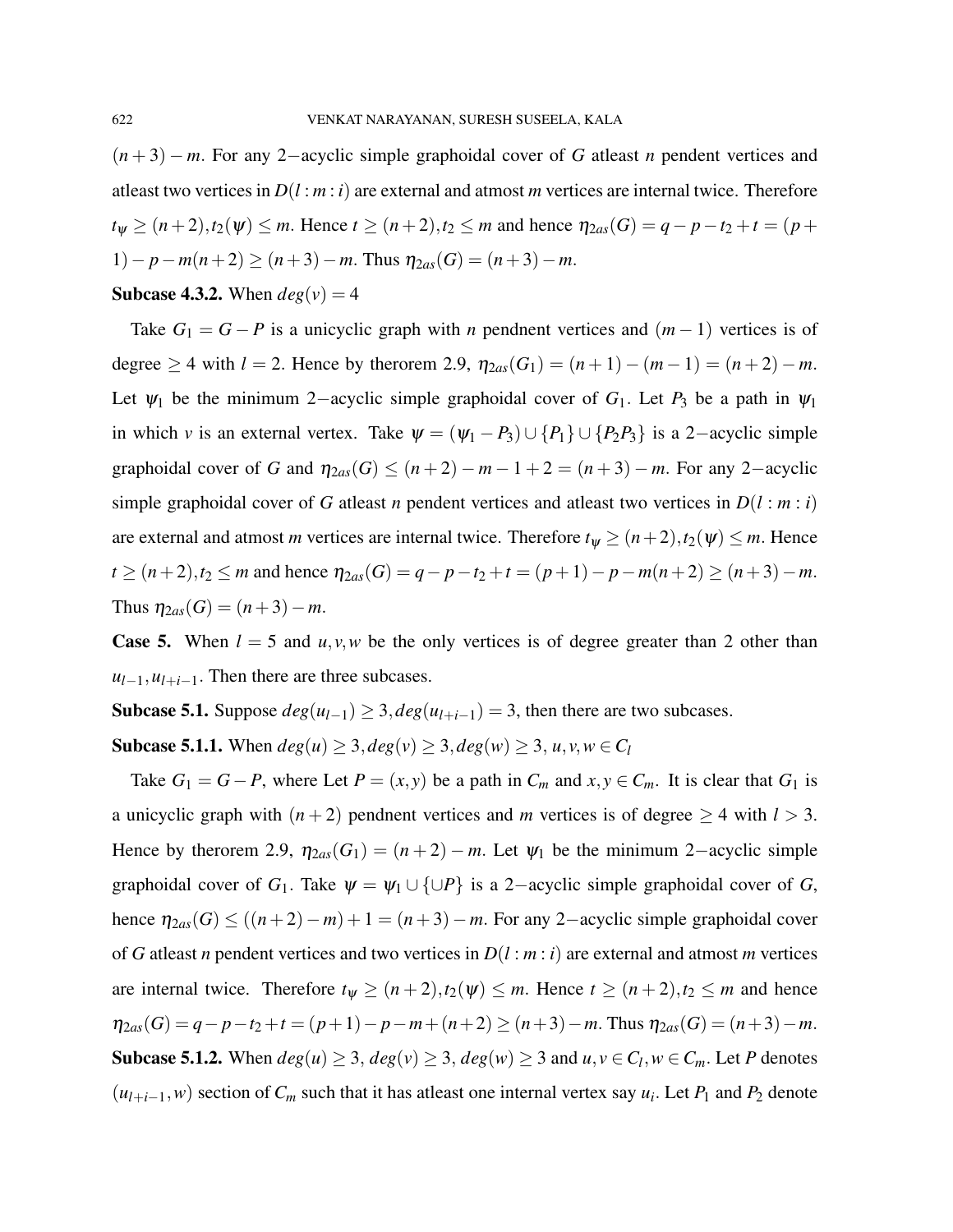$(n+3)-m$. For any $2-$acyclic simple graphoidal cover of $G$ atleast $n$ pendent vertices and atleast two vertices in $D(l:m:i)$ are external and atmost $m$ vertices are internal twice. Therefore $t_\psi \geq (n+2), t_2(\psi) \leq m$. Hence $t \geq (n+2), t_2 \leq m$ and hence $\eta_{2as}(G) = q-p-t_2+t = (p+1)-p-m(n+2) \geq (n+3)-m$. Thus $\eta_{2as}(G) = (n+3)-m$.

**Subcase 4.3.2.** When $deg(v) = 4$

Take $G_1 = G-P$ is a unicyclic graph with $n$ pendnent vertices and $(m-1)$ vertices is of degree $\geq 4$ with $l=2$. Hence by therorem 2.9, $\eta_{2as}(G_1) = (n+1)-(m-1) = (n+2)-m$. Let $\psi_1$ be the minimum $2-$acyclic simple graphoidal cover of $G_1$. Let $P_3$ be a path in $\psi_1$ in which $v$ is an external vertex. Take $\psi = (\psi_1 - P_3) \cup \{P_1\} \cup \{P_2P_3\}$ is a $2-$acyclic simple graphoidal cover of $G$ and $\eta_{2as}(G) \leq (n+2)-m-1+2 = (n+3)-m$. For any $2-$acyclic simple graphoidal cover of $G$ atleast $n$ pendent vertices and atleast two vertices in $D(l:m:i)$ are external and atmost $m$ vertices are internal twice. Therefore $t_\psi \geq (n+2), t_2(\psi) \leq m$. Hence $t \geq (n+2), t_2 \leq m$ and hence $\eta_{2as}(G) = q-p-t_2+t = (p+1)-p-m(n+2) \geq (n+3)-m$. Thus $\eta_{2as}(G) = (n+3)-m$.

**Case 5.** When $l=5$ and $u,v,w$ be the only vertices is of degree greater than 2 other than $u_{l-1}, u_{l+i-1}$. Then there are three subcases.

**Subcase 5.1.** Suppose $deg(u_{l-1}) \geq 3, deg(u_{l+i-1}) = 3$, then there are two subcases.

**Subcase 5.1.1.** When $deg(u) \geq 3, deg(v) \geq 3, deg(w) \geq 3$, $u,v,w \in C_l$

Take $G_1 = G-P$, where Let $P = (x,y)$ be a path in $C_m$ and $x,y \in C_m$. It is clear that $G_1$ is a unicyclic graph with $(n+2)$ pendnent vertices and $m$ vertices is of degree $\geq 4$ with $l > 3$. Hence by therorem 2.9, $\eta_{2as}(G_1) = (n+2)-m$. Let $\psi_1$ be the minimum $2-$acyclic simple graphoidal cover of $G_1$. Take $\psi = \psi_1 \cup \{\cup P\}$ is a $2-$acyclic simple graphoidal cover of $G$, hence $\eta_{2as}(G) \leq ((n+2)-m)+1 = (n+3)-m$. For any $2-$acyclic simple graphoidal cover of $G$ atleast $n$ pendent vertices and two vertices in $D(l:m:i)$ are external and atmost $m$ vertices are internal twice. Therefore $t_\psi \geq (n+2), t_2(\psi) \leq m$. Hence $t \geq (n+2), t_2 \leq m$ and hence $\eta_{2as}(G) = q-p-t_2+t = (p+1)-p-m+(n+2) \geq (n+3)-m$. Thus $\eta_{2as}(G) = (n+3)-m$.

**Subcase 5.1.2.** When $deg(u) \geq 3$, $deg(v) \geq 3$, $deg(w) \geq 3$ and $u,v \in C_l, w \in C_m$. Let $P$ denotes $(u_{l+i-1}, w)$ section of $C_m$ such that it has atleast one internal vertex say $u_i$. Let $P_1$ and $P_2$ denote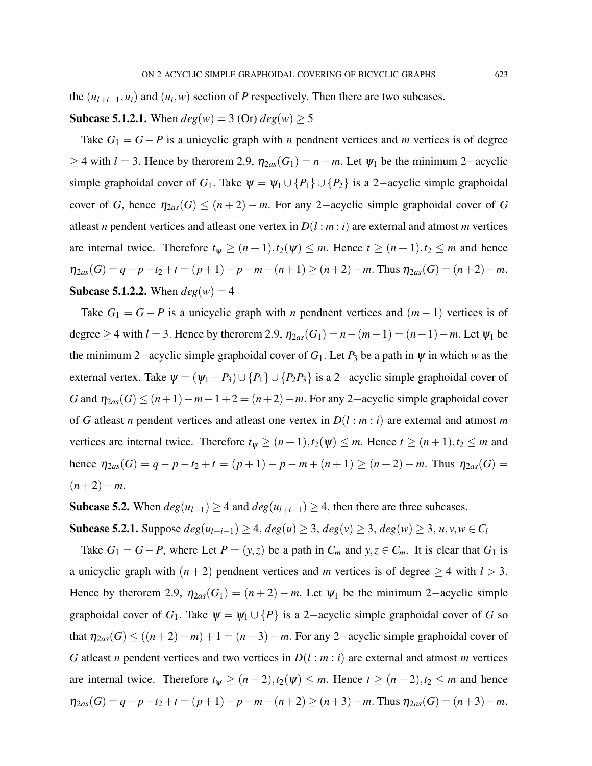the $(u_{l+i-1}, u_i)$ and $(u_i, w)$ section of $P$ respectively. Then there are two subcases.

**Subcase 5.1.2.1.** When $deg(w) = 3$ (Or) $deg(w) \geq 5$

Take $G_1 = G - P$ is a unicyclic graph with $n$ pendnent vertices and $m$ vertices is of degree $\geq 4$ with $l = 3$. Hence by therorem 2.9, $\eta_{2as}(G_1) = n - m$. Let $\psi_1$ be the minimum 2−acyclic simple graphoidal cover of $G_1$. Take $\psi = \psi_1 \cup \{P_1\} \cup \{P_2\}$ is a 2−acyclic simple graphoidal cover of $G$, hence $\eta_{2as}(G) \leq (n+2) - m$. For any 2−acyclic simple graphoidal cover of $G$ atleast $n$ pendent vertices and atleast one vertex in $D(l : m : i)$ are external and atmost $m$ vertices are internal twice. Therefore $t_\psi \geq (n+1), t_2(\psi) \leq m$. Hence $t \geq (n+1), t_2 \leq m$ and hence $\eta_{2as}(G) = q - p - t_2 + t = (p+1) - p - m + (n+1) \geq (n+2) - m$. Thus $\eta_{2as}(G) = (n+2) - m$.

**Subcase 5.1.2.2.** When $deg(w) = 4$

Take $G_1 = G - P$ is a unicyclic graph with $n$ pendnent vertices and $(m-1)$ vertices is of degree $\geq 4$ with $l = 3$. Hence by therorem 2.9, $\eta_{2as}(G_1) = n - (m-1) = (n+1) - m$. Let $\psi_1$ be the minimum 2−acyclic simple graphoidal cover of $G_1$. Let $P_3$ be a path in $\psi$ in which $w$ as the external vertex. Take $\psi = (\psi_1 - P_3) \cup \{P_1\} \cup \{P_2 P_3\}$ is a 2−acyclic simple graphoidal cover of $G$ and $\eta_{2as}(G) \leq (n+1) - m - 1 + 2 = (n+2) - m$. For any 2−acyclic simple graphoidal cover of $G$ atleast $n$ pendent vertices and atleast one vertex in $D(l : m : i)$ are external and atmost $m$ vertices are internal twice. Therefore $t_\psi \geq (n+1), t_2(\psi) \leq m$. Hence $t \geq (n+1), t_2 \leq m$ and hence $\eta_{2as}(G) = q - p - t_2 + t = (p+1) - p - m + (n+1) \geq (n+2) - m$. Thus $\eta_{2as}(G) = (n+2) - m$.

**Subcase 5.2.** When $deg(u_{l-1}) \geq 4$ and $deg(u_{l+i-1}) \geq 4$, then there are three subcases.

**Subcase 5.2.1.** Suppose $deg(u_{l+i-1}) \geq 4$, $deg(u) \geq 3$, $deg(v) \geq 3$, $deg(w) \geq 3$, $u, v, w \in C_l$

Take $G_1 = G - P$, where Let $P = (y, z)$ be a path in $C_m$ and $y, z \in C_m$. It is clear that $G_1$ is a unicyclic graph with $(n+2)$ pendnent vertices and $m$ vertices is of degree $\geq 4$ with $l > 3$. Hence by therorem 2.9, $\eta_{2as}(G_1) = (n+2) - m$. Let $\psi_1$ be the minimum 2−acyclic simple graphoidal cover of $G_1$. Take $\psi = \psi_1 \cup \{P\}$ is a 2−acyclic simple graphoidal cover of $G$ so that $\eta_{2as}(G) \leq ((n+2) - m) + 1 = (n+3) - m$. For any 2−acyclic simple graphoidal cover of $G$ atleast $n$ pendent vertices and two vertices in $D(l : m : i)$ are external and atmost $m$ vertices are internal twice. Therefore $t_\psi \geq (n+2), t_2(\psi) \leq m$. Hence $t \geq (n+2), t_2 \leq m$ and hence $\eta_{2as}(G) = q - p - t_2 + t = (p+1) - p - m + (n+2) \geq (n+3) - m$. Thus $\eta_{2as}(G) = (n+3) - m$.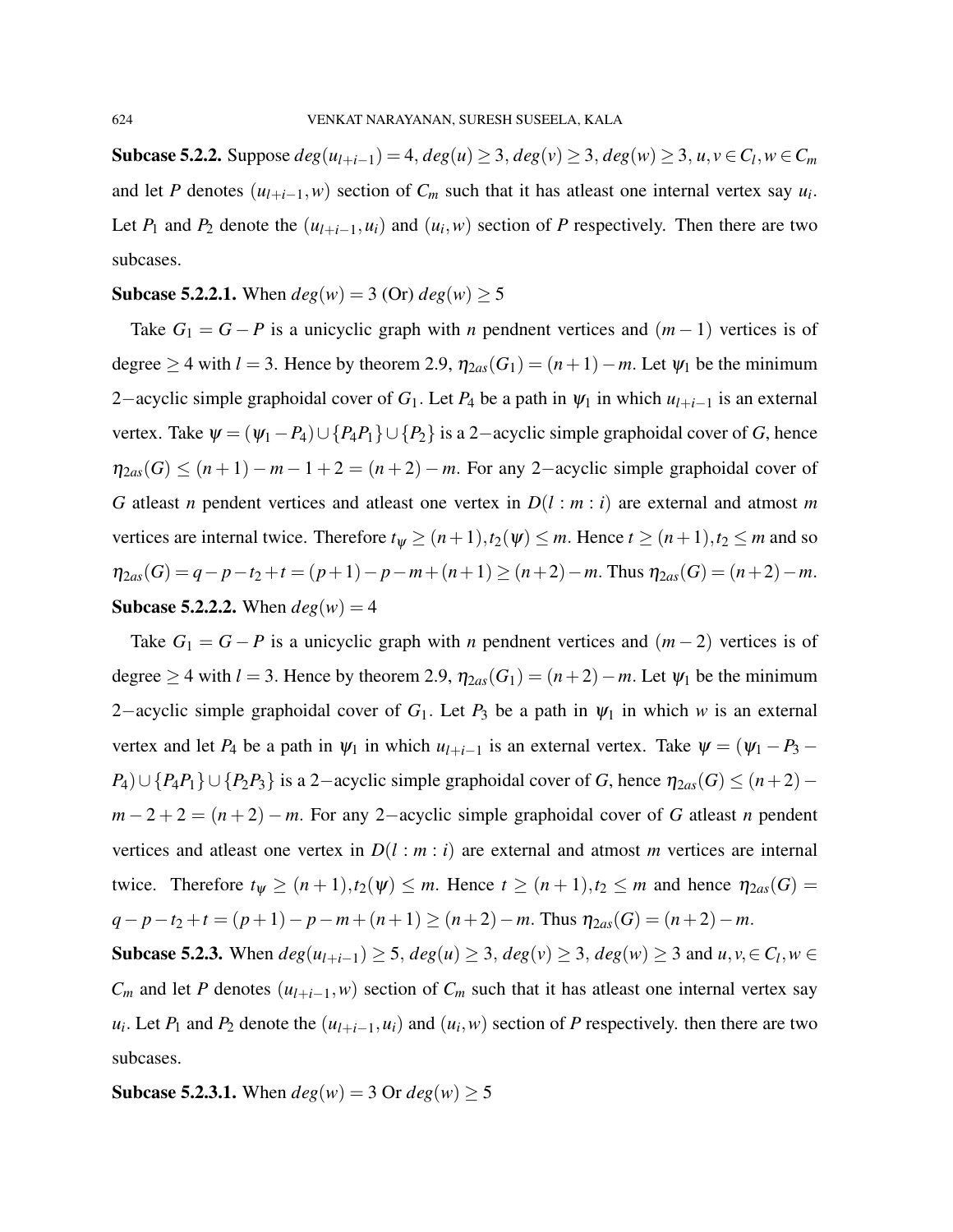**Subcase 5.2.2.** Suppose $deg(u_{l+i-1}) = 4$, $deg(u) \geq 3$, $deg(v) \geq 3$, $deg(w) \geq 3$, $u, v \in C_l$, $w \in C_m$ and let $P$ denotes $(u_{l+i-1}, w)$ section of $C_m$ such that it has atleast one internal vertex say $u_i$. Let $P_1$ and $P_2$ denote the $(u_{l+i-1}, u_i)$ and $(u_i, w)$ section of $P$ respectively. Then there are two subcases.

**Subcase 5.2.2.1.** When $deg(w) = 3$ (Or) $deg(w) \geq 5$

Take $G_1 = G - P$ is a unicyclic graph with $n$ pendnent vertices and $(m-1)$ vertices is of degree $\geq 4$ with $l = 3$. Hence by theorem 2.9, $\eta_{2as}(G_1) = (n+1) - m$. Let $\psi_1$ be the minimum 2−acyclic simple graphoidal cover of $G_1$. Let $P_4$ be a path in $\psi_1$ in which $u_{l+i-1}$ is an external vertex. Take $\psi = (\psi_1 - P_4) \cup \{P_4P_1\} \cup \{P_2\}$ is a 2−acyclic simple graphoidal cover of $G$, hence $\eta_{2as}(G) \leq (n+1) - m - 1 + 2 = (n+2) - m$. For any 2−acyclic simple graphoidal cover of $G$ atleast $n$ pendent vertices and atleast one vertex in $D(l : m : i)$ are external and atmost $m$ vertices are internal twice. Therefore $t_\psi \geq (n+1), t_2(\psi) \leq m$. Hence $t \geq (n+1), t_2 \leq m$ and so $\eta_{2as}(G) = q - p - t_2 + t = (p+1) - p - m + (n+1) \geq (n+2) - m$. Thus $\eta_{2as}(G) = (n+2) - m$.

**Subcase 5.2.2.2.** When $deg(w) = 4$

Take $G_1 = G - P$ is a unicyclic graph with $n$ pendnent vertices and $(m-2)$ vertices is of degree $\geq 4$ with $l = 3$. Hence by theorem 2.9, $\eta_{2as}(G_1) = (n+2) - m$. Let $\psi_1$ be the minimum 2−acyclic simple graphoidal cover of $G_1$. Let $P_3$ be a path in $\psi_1$ in which $w$ is an external vertex and let $P_4$ be a path in $\psi_1$ in which $u_{l+i-1}$ is an external vertex. Take $\psi = (\psi_1 - P_3 - P_4) \cup \{P_4P_1\} \cup \{P_2P_3\}$ is a 2−acyclic simple graphoidal cover of $G$, hence $\eta_{2as}(G) \leq (n+2) - m - 2 + 2 = (n+2) - m$. For any 2−acyclic simple graphoidal cover of $G$ atleast $n$ pendent vertices and atleast one vertex in $D(l : m : i)$ are external and atmost $m$ vertices are internal twice. Therefore $t_\psi \geq (n+1), t_2(\psi) \leq m$. Hence $t \geq (n+1), t_2 \leq m$ and hence $\eta_{2as}(G) = q - p - t_2 + t = (p+1) - p - m + (n+1) \geq (n+2) - m$. Thus $\eta_{2as}(G) = (n+2) - m$.

**Subcase 5.2.3.** When $deg(u_{l+i-1}) \geq 5$, $deg(u) \geq 3$, $deg(v) \geq 3$, $deg(w) \geq 3$ and $u, v, \in C_l, w \in C_m$ and let $P$ denotes $(u_{l+i-1}, w)$ section of $C_m$ such that it has atleast one internal vertex say $u_i$. Let $P_1$ and $P_2$ denote the $(u_{l+i-1}, u_i)$ and $(u_i, w)$ section of $P$ respectively. then there are two subcases.

**Subcase 5.2.3.1.** When $deg(w) = 3$ Or $deg(w) \geq 5$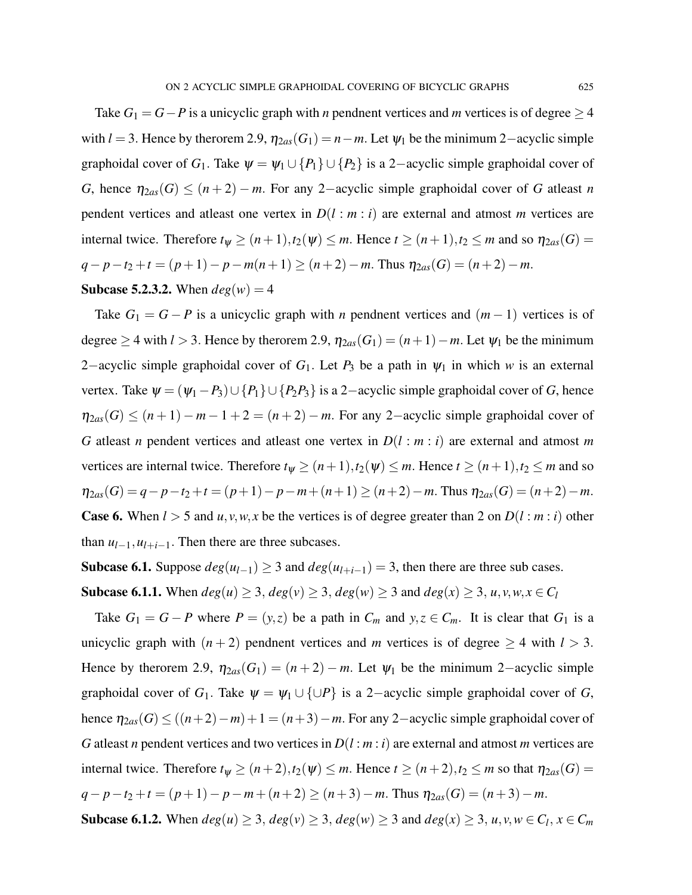Take $G_1 = G - P$ is a unicyclic graph with $n$ pendnent vertices and $m$ vertices is of degree $\geq 4$ with $l = 3$. Hence by therorem 2.9, $\eta_{2as}(G_1) = n - m$. Let $\psi_1$ be the minimum $2-$acyclic simple graphoidal cover of $G_1$. Take $\psi = \psi_1 \cup \{P_1\} \cup \{P_2\}$ is a $2-$acyclic simple graphoidal cover of $G$, hence $\eta_{2as}(G) \leq (n+2) - m$. For any $2-$acyclic simple graphoidal cover of $G$ atleast $n$ pendent vertices and atleast one vertex in $D(l:m:i)$ are external and atmost $m$ vertices are internal twice. Therefore $t_\psi \geq (n+1), t_2(\psi) \leq m$. Hence $t \geq (n+1), t_2 \leq m$ and so $\eta_{2as}(G) = q - p - t_2 + t = (p+1) - p - m(n+1) \geq (n+2) - m$. Thus $\eta_{2as}(G) = (n+2) - m$.

**Subcase 5.2.3.2.** When $deg(w) = 4$

Take $G_1 = G - P$ is a unicyclic graph with $n$ pendnent vertices and $(m-1)$ vertices is of degree $\geq 4$ with $l > 3$. Hence by therorem 2.9, $\eta_{2as}(G_1) = (n+1) - m$. Let $\psi_1$ be the minimum $2-$acyclic simple graphoidal cover of $G_1$. Let $P_3$ be a path in $\psi_1$ in which $w$ is an external vertex. Take $\psi = (\psi_1 - P_3) \cup \{P_1\} \cup \{P_2 P_3\}$ is a $2-$acyclic simple graphoidal cover of $G$, hence $\eta_{2as}(G) \leq (n+1) - m - 1 + 2 = (n+2) - m$. For any $2-$acyclic simple graphoidal cover of $G$ atleast $n$ pendent vertices and atleast one vertex in $D(l:m:i)$ are external and atmost $m$ vertices are internal twice. Therefore $t_\psi \geq (n+1), t_2(\psi) \leq m$. Hence $t \geq (n+1), t_2 \leq m$ and so $\eta_{2as}(G) = q - p - t_2 + t = (p+1) - p - m + (n+1) \geq (n+2) - m$. Thus $\eta_{2as}(G) = (n+2) - m$.

**Case 6.** When $l > 5$ and $u, v, w, x$ be the vertices is of degree greater than 2 on $D(l:m:i)$ other than $u_{l-1}, u_{l+i-1}$. Then there are three subcases.

**Subcase 6.1.** Suppose $deg(u_{l-1}) \geq 3$ and $deg(u_{l+i-1}) = 3$, then there are three sub cases.

**Subcase 6.1.1.** When $deg(u) \geq 3$, $deg(v) \geq 3$, $deg(w) \geq 3$ and $deg(x) \geq 3$, $u, v, w, x \in C_l$

Take $G_1 = G - P$ where $P = (y, z)$ be a path in $C_m$ and $y, z \in C_m$. It is clear that $G_1$ is a unicyclic graph with $(n+2)$ pendnent vertices and $m$ vertices is of degree $\geq 4$ with $l > 3$. Hence by therorem 2.9, $\eta_{2as}(G_1) = (n+2) - m$. Let $\psi_1$ be the minimum $2-$acyclic simple graphoidal cover of $G_1$. Take $\psi = \psi_1 \cup \{\cup P\}$ is a $2-$acyclic simple graphoidal cover of $G$, hence $\eta_{2as}(G) \leq ((n+2) - m) + 1 = (n+3) - m$. For any $2-$acyclic simple graphoidal cover of $G$ atleast $n$ pendent vertices and two vertices in $D(l:m:i)$ are external and atmost $m$ vertices are internal twice. Therefore $t_\psi \geq (n+2), t_2(\psi) \leq m$. Hence $t \geq (n+2), t_2 \leq m$ so that $\eta_{2as}(G) = q - p - t_2 + t = (p+1) - p - m + (n+2) \geq (n+3) - m$. Thus $\eta_{2as}(G) = (n+3) - m$.

**Subcase 6.1.2.** When $deg(u) \geq 3$, $deg(v) \geq 3$, $deg(w) \geq 3$ and $deg(x) \geq 3$, $u, v, w \in C_l$, $x \in C_m$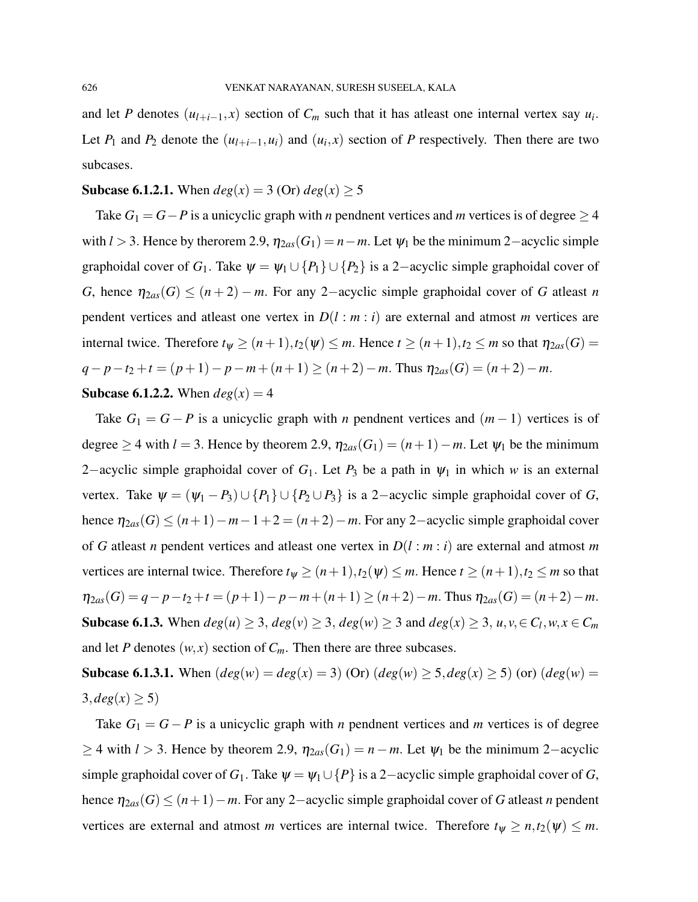and let $P$ denotes $(u_{l+i-1}, x)$ section of $C_m$ such that it has atleast one internal vertex say $u_i$. Let $P_1$ and $P_2$ denote the $(u_{l+i-1}, u_i)$ and $(u_i, x)$ section of $P$ respectively. Then there are two subcases.

**Subcase 6.1.2.1.** When $deg(x) = 3$ (Or) $deg(x) \geq 5$

Take $G_1 = G - P$ is a unicyclic graph with $n$ pendnent vertices and $m$ vertices is of degree $\geq 4$ with $l > 3$. Hence by therorem 2.9, $\eta_{2as}(G_1) = n - m$. Let $\psi_1$ be the minimum $2-$acyclic simple graphoidal cover of $G_1$. Take $\psi = \psi_1 \cup \{P_1\} \cup \{P_2\}$ is a $2-$acyclic simple graphoidal cover of $G$, hence $\eta_{2as}(G) \leq (n+2) - m$. For any $2-$acyclic simple graphoidal cover of $G$ atleast $n$ pendent vertices and atleast one vertex in $D(l : m : i)$ are external and atmost $m$ vertices are internal twice. Therefore $t_\psi \geq (n+1), t_2(\psi) \leq m$. Hence $t \geq (n+1), t_2 \leq m$ so that $\eta_{2as}(G) = q - p - t_2 + t = (p+1) - p - m + (n+1) \geq (n+2) - m$. Thus $\eta_{2as}(G) = (n+2) - m$.

**Subcase 6.1.2.2.** When $deg(x) = 4$

Take $G_1 = G - P$ is a unicyclic graph with $n$ pendnent vertices and $(m-1)$ vertices is of degree $\geq 4$ with $l = 3$. Hence by theorem 2.9, $\eta_{2as}(G_1) = (n+1) - m$. Let $\psi_1$ be the minimum $2-$acyclic simple graphoidal cover of $G_1$. Let $P_3$ be a path in $\psi_1$ in which $w$ is an external vertex. Take $\psi = (\psi_1 - P_3) \cup \{P_1\} \cup \{P_2 \cup P_3\}$ is a $2-$acyclic simple graphoidal cover of $G$, hence $\eta_{2as}(G) \leq (n+1) - m - 1 + 2 = (n+2) - m$. For any $2-$acyclic simple graphoidal cover of $G$ atleast $n$ pendent vertices and atleast one vertex in $D(l : m : i)$ are external and atmost $m$ vertices are internal twice. Therefore $t_\psi \geq (n+1), t_2(\psi) \leq m$. Hence $t \geq (n+1), t_2 \leq m$ so that $\eta_{2as}(G) = q - p - t_2 + t = (p+1) - p - m + (n+1) \geq (n+2) - m$. Thus $\eta_{2as}(G) = (n+2) - m$.

**Subcase 6.1.3.** When $deg(u) \geq 3$, $deg(v) \geq 3$, $deg(w) \geq 3$ and $deg(x) \geq 3$, $u, v, \in C_l, w, x \in C_m$ and let $P$ denotes $(w, x)$ section of $C_m$. Then there are three subcases.

**Subcase 6.1.3.1.** When $(deg(w) = deg(x) = 3)$ (Or) $(deg(w) \geq 5, deg(x) \geq 5)$ (or) $(deg(w) = 3, deg(x) \geq 5)$

Take $G_1 = G - P$ is a unicyclic graph with $n$ pendnent vertices and $m$ vertices is of degree $\geq 4$ with $l > 3$. Hence by theorem 2.9, $\eta_{2as}(G_1) = n - m$. Let $\psi_1$ be the minimum $2-$acyclic simple graphoidal cover of $G_1$. Take $\psi = \psi_1 \cup \{P\}$ is a $2-$acyclic simple graphoidal cover of $G$, hence $\eta_{2as}(G) \leq (n+1) - m$. For any $2-$acyclic simple graphoidal cover of $G$ atleast $n$ pendent vertices are external and atmost $m$ vertices are internal twice. Therefore $t_\psi \geq n, t_2(\psi) \leq m$.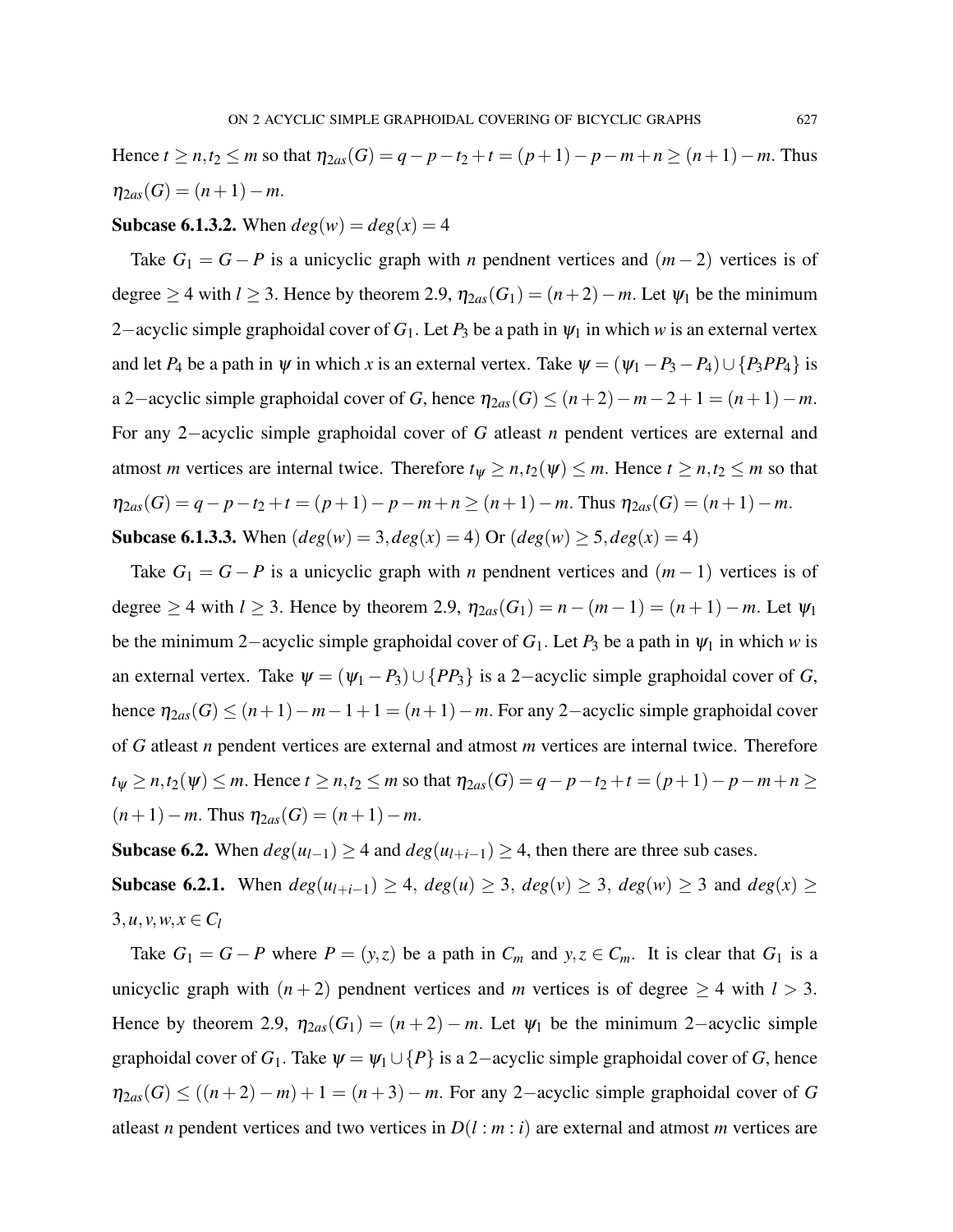Hence $t \geq n, t_2 \leq m$ so that $\eta_{2as}(G) = q - p - t_2 + t = (p+1) - p - m + n \geq (n+1) - m$. Thus $\eta_{2as}(G) = (n+1) - m$.

**Subcase 6.1.3.2.** When $deg(w) = deg(x) = 4$

Take $G_1 = G - P$ is a unicyclic graph with $n$ pendnent vertices and $(m-2)$ vertices is of degree $\geq 4$ with $l \geq 3$. Hence by theorem 2.9, $\eta_{2as}(G_1) = (n+2) - m$. Let $\psi_1$ be the minimum 2−acyclic simple graphoidal cover of $G_1$. Let $P_3$ be a path in $\psi_1$ in which $w$ is an external vertex and let $P_4$ be a path in $\psi$ in which $x$ is an external vertex. Take $\psi = (\psi_1 - P_3 - P_4) \cup \{P_3PP_4\}$ is a 2−acyclic simple graphoidal cover of $G$, hence $\eta_{2as}(G) \leq (n+2) - m - 2 + 1 = (n+1) - m$. For any 2−acyclic simple graphoidal cover of $G$ atleast $n$ pendent vertices are external and atmost $m$ vertices are internal twice. Therefore $t_\psi \geq n, t_2(\psi) \leq m$. Hence $t \geq n, t_2 \leq m$ so that $\eta_{2as}(G) = q - p - t_2 + t = (p+1) - p - m + n \geq (n+1) - m$. Thus $\eta_{2as}(G) = (n+1) - m$.

**Subcase 6.1.3.3.** When $(deg(w) = 3, deg(x) = 4)$ Or $(deg(w) \geq 5, deg(x) = 4)$

Take $G_1 = G - P$ is a unicyclic graph with $n$ pendnent vertices and $(m-1)$ vertices is of degree $\geq 4$ with $l \geq 3$. Hence by theorem 2.9, $\eta_{2as}(G_1) = n - (m-1) = (n+1) - m$. Let $\psi_1$ be the minimum 2−acyclic simple graphoidal cover of $G_1$. Let $P_3$ be a path in $\psi_1$ in which $w$ is an external vertex. Take $\psi = (\psi_1 - P_3) \cup \{PP_3\}$ is a 2−acyclic simple graphoidal cover of $G$, hence $\eta_{2as}(G) \leq (n+1) - m - 1 + 1 = (n+1) - m$. For any 2−acyclic simple graphoidal cover of $G$ atleast $n$ pendent vertices are external and atmost $m$ vertices are internal twice. Therefore $t_\psi \geq n, t_2(\psi) \leq m$. Hence $t \geq n, t_2 \leq m$ so that $\eta_{2as}(G) = q - p - t_2 + t = (p+1) - p - m + n \geq (n+1) - m$. Thus $\eta_{2as}(G) = (n+1) - m$.

**Subcase 6.2.** When $deg(u_{l-1}) \geq 4$ and $deg(u_{l+i-1}) \geq 4$, then there are three sub cases.

**Subcase 6.2.1.** When $deg(u_{l+i-1}) \geq 4$, $deg(u) \geq 3$, $deg(v) \geq 3$, $deg(w) \geq 3$ and $deg(x) \geq 3, u, v, w, x \in C_l$

Take $G_1 = G - P$ where $P = (y, z)$ be a path in $C_m$ and $y, z \in C_m$. It is clear that $G_1$ is a unicyclic graph with $(n+2)$ pendnent vertices and $m$ vertices is of degree $\geq 4$ with $l > 3$. Hence by theorem 2.9, $\eta_{2as}(G_1) = (n+2) - m$. Let $\psi_1$ be the minimum 2−acyclic simple graphoidal cover of $G_1$. Take $\psi = \psi_1 \cup \{P\}$ is a 2−acyclic simple graphoidal cover of $G$, hence $\eta_{2as}(G) \leq ((n+2) - m) + 1 = (n+3) - m$. For any 2−acyclic simple graphoidal cover of $G$ atleast $n$ pendent vertices and two vertices in $D(l:m:i)$ are external and atmost $m$ vertices are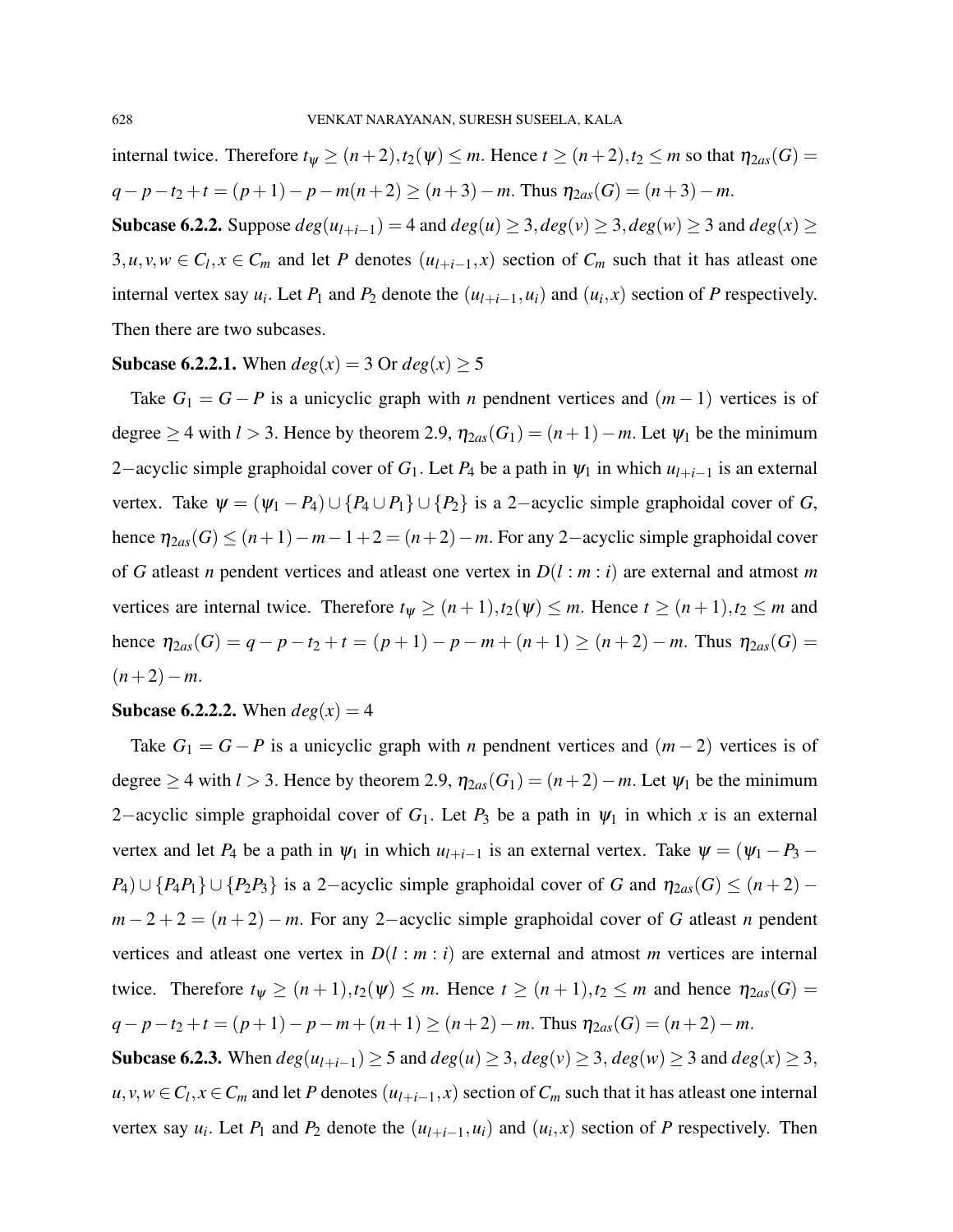internal twice. Therefore $t_\psi \geq (n+2), t_2(\psi) \leq m$. Hence $t \geq (n+2), t_2 \leq m$ so that $\eta_{2as}(G) = q - p - t_2 + t = (p+1) - p - m(n+2) \geq (n+3) - m$. Thus $\eta_{2as}(G) = (n+3) - m$.

**Subcase 6.2.2.** Suppose $deg(u_{l+i-1}) = 4$ and $deg(u) \geq 3, deg(v) \geq 3, deg(w) \geq 3$ and $deg(x) \geq 3, u, v, w \in C_l, x \in C_m$ and let $P$ denotes $(u_{l+i-1}, x)$ section of $C_m$ such that it has atleast one internal vertex say $u_i$. Let $P_1$ and $P_2$ denote the $(u_{l+i-1}, u_i)$ and $(u_i, x)$ section of $P$ respectively. Then there are two subcases.

**Subcase 6.2.2.1.** When $deg(x) = 3$ Or $deg(x) \geq 5$

Take $G_1 = G - P$ is a unicyclic graph with $n$ pendnent vertices and $(m-1)$ vertices is of degree $\geq 4$ with $l > 3$. Hence by theorem 2.9, $\eta_{2as}(G_1) = (n+1) - m$. Let $\psi_1$ be the minimum 2−acyclic simple graphoidal cover of $G_1$. Let $P_4$ be a path in $\psi_1$ in which $u_{l+i-1}$ is an external vertex. Take $\psi = (\psi_1 - P_4) \cup \{P_4 \cup P_1\} \cup \{P_2\}$ is a 2−acyclic simple graphoidal cover of $G$, hence $\eta_{2as}(G) \leq (n+1) - m - 1 + 2 = (n+2) - m$. For any 2−acyclic simple graphoidal cover of $G$ atleast $n$ pendent vertices and atleast one vertex in $D(l : m : i)$ are external and atmost $m$ vertices are internal twice. Therefore $t_\psi \geq (n+1), t_2(\psi) \leq m$. Hence $t \geq (n+1), t_2 \leq m$ and hence $\eta_{2as}(G) = q - p - t_2 + t = (p+1) - p - m + (n+1) \geq (n+2) - m$. Thus $\eta_{2as}(G) = (n+2) - m$.

**Subcase 6.2.2.2.** When $deg(x) = 4$

Take $G_1 = G - P$ is a unicyclic graph with $n$ pendnent vertices and $(m-2)$ vertices is of degree $\geq 4$ with $l > 3$. Hence by theorem 2.9, $\eta_{2as}(G_1) = (n+2) - m$. Let $\psi_1$ be the minimum 2−acyclic simple graphoidal cover of $G_1$. Let $P_3$ be a path in $\psi_1$ in which $x$ is an external vertex and let $P_4$ be a path in $\psi_1$ in which $u_{l+i-1}$ is an external vertex. Take $\psi = (\psi_1 - P_3 - P_4) \cup \{P_4 P_1\} \cup \{P_2 P_3\}$ is a 2−acyclic simple graphoidal cover of $G$ and $\eta_{2as}(G) \leq (n+2) - m - 2 + 2 = (n+2) - m$. For any 2−acyclic simple graphoidal cover of $G$ atleast $n$ pendent vertices and atleast one vertex in $D(l : m : i)$ are external and atmost $m$ vertices are internal twice. Therefore $t_\psi \geq (n+1), t_2(\psi) \leq m$. Hence $t \geq (n+1), t_2 \leq m$ and hence $\eta_{2as}(G) = q - p - t_2 + t = (p+1) - p - m + (n+1) \geq (n+2) - m$. Thus $\eta_{2as}(G) = (n+2) - m$.

**Subcase 6.2.3.** When $deg(u_{l+i-1}) \geq 5$ and $deg(u) \geq 3$, $deg(v) \geq 3$, $deg(w) \geq 3$ and $deg(x) \geq 3$, $u, v, w \in C_l, x \in C_m$ and let $P$ denotes $(u_{l+i-1}, x)$ section of $C_m$ such that it has atleast one internal vertex say $u_i$. Let $P_1$ and $P_2$ denote the $(u_{l+i-1}, u_i)$ and $(u_i, x)$ section of $P$ respectively. Then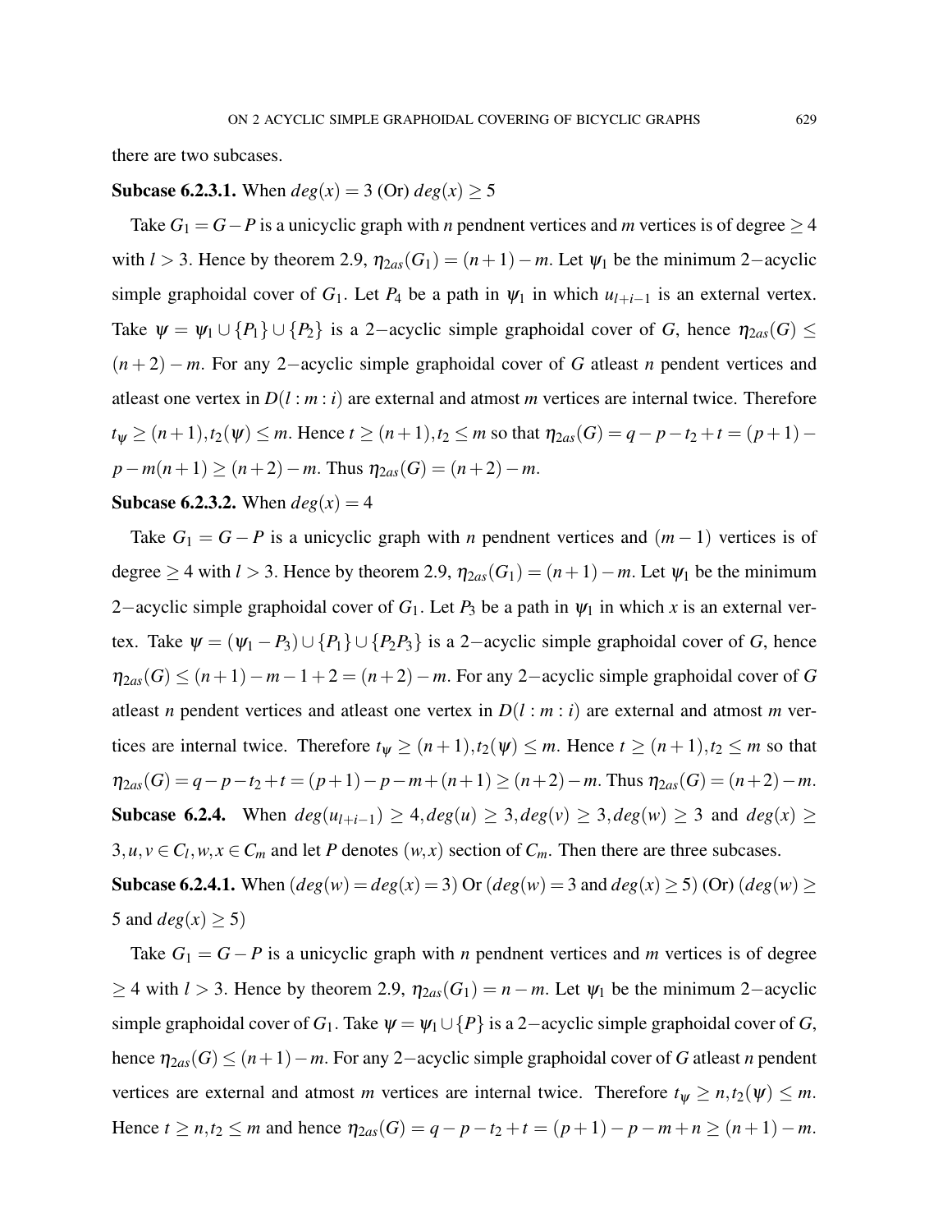there are two subcases.

**Subcase 6.2.3.1.** When $deg(x) = 3$ (Or) $deg(x) \geq 5$

Take $G_1 = G - P$ is a unicyclic graph with $n$ pendnent vertices and $m$ vertices is of degree $\geq 4$ with $l > 3$. Hence by theorem 2.9, $\eta_{2as}(G_1) = (n+1) - m$. Let $\psi_1$ be the minimum $2-$acyclic simple graphoidal cover of $G_1$. Let $P_4$ be a path in $\psi_1$ in which $u_{l+i-1}$ is an external vertex. Take $\psi = \psi_1 \cup \{P_1\} \cup \{P_2\}$ is a $2-$acyclic simple graphoidal cover of $G$, hence $\eta_{2as}(G) \leq (n+2) - m$. For any $2-$acyclic simple graphoidal cover of $G$ atleast $n$ pendent vertices and atleast one vertex in $D(l:m:i)$ are external and atmost $m$ vertices are internal twice. Therefore $t_\psi \geq (n+1), t_2(\psi) \leq m$. Hence $t \geq (n+1), t_2 \leq m$ so that $\eta_{2as}(G) = q - p - t_2 + t = (p+1) - p - m(n+1) \geq (n+2) - m$. Thus $\eta_{2as}(G) = (n+2) - m$.

**Subcase 6.2.3.2.** When $deg(x) = 4$

Take $G_1 = G - P$ is a unicyclic graph with $n$ pendnent vertices and $(m-1)$ vertices is of degree $\geq 4$ with $l > 3$. Hence by theorem 2.9, $\eta_{2as}(G_1) = (n+1) - m$. Let $\psi_1$ be the minimum $2-$acyclic simple graphoidal cover of $G_1$. Let $P_3$ be a path in $\psi_1$ in which $x$ is an external vertex. Take $\psi = (\psi_1 - P_3) \cup \{P_1\} \cup \{P_2P_3\}$ is a $2-$acyclic simple graphoidal cover of $G$, hence $\eta_{2as}(G) \leq (n+1) - m - 1 + 2 = (n+2) - m$. For any $2-$acyclic simple graphoidal cover of $G$ atleast $n$ pendent vertices and atleast one vertex in $D(l:m:i)$ are external and atmost $m$ vertices are internal twice. Therefore $t_\psi \geq (n+1), t_2(\psi) \leq m$. Hence $t \geq (n+1), t_2 \leq m$ so that $\eta_{2as}(G) = q - p - t_2 + t = (p+1) - p - m + (n+1) \geq (n+2) - m$. Thus $\eta_{2as}(G) = (n+2) - m$.

**Subcase 6.2.4.** When $deg(u_{l+i-1}) \geq 4, deg(u) \geq 3, deg(v) \geq 3, deg(w) \geq 3$ and $deg(x) \geq 3, u, v \in C_l, w, x \in C_m$ and let $P$ denotes $(w,x)$ section of $C_m$. Then there are three subcases.

**Subcase 6.2.4.1.** When $(deg(w) = deg(x) = 3)$ Or $(deg(w) = 3$ and $deg(x) \geq 5)$ (Or) $(deg(w) \geq 5$ and $deg(x) \geq 5)$

Take $G_1 = G - P$ is a unicyclic graph with $n$ pendnent vertices and $m$ vertices is of degree $\geq 4$ with $l > 3$. Hence by theorem 2.9, $\eta_{2as}(G_1) = n - m$. Let $\psi_1$ be the minimum $2-$acyclic simple graphoidal cover of $G_1$. Take $\psi = \psi_1 \cup \{P\}$ is a $2-$acyclic simple graphoidal cover of $G$, hence $\eta_{2as}(G) \leq (n+1) - m$. For any $2-$acyclic simple graphoidal cover of $G$ atleast $n$ pendent vertices are external and atmost $m$ vertices are internal twice. Therefore $t_\psi \geq n, t_2(\psi) \leq m$. Hence $t \geq n, t_2 \leq m$ and hence $\eta_{2as}(G) = q - p - t_2 + t = (p+1) - p - m + n \geq (n+1) - m$.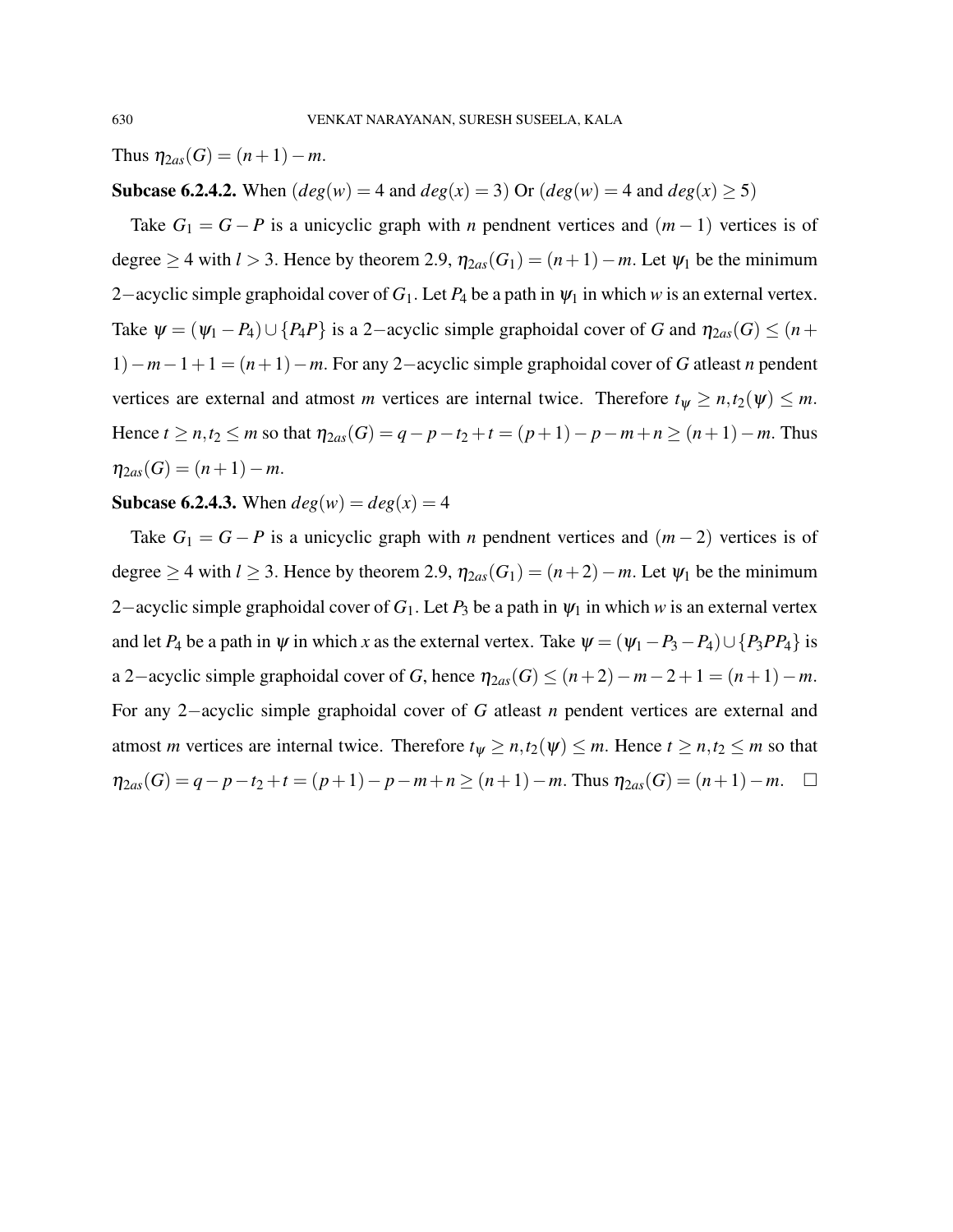Thus $\eta_{2as}(G) = (n+1) - m$.

**Subcase 6.2.4.2.** When $(deg(w) = 4$ and $deg(x) = 3)$ Or $(deg(w) = 4$ and $deg(x) \geq 5)$

Take $G_1 = G - P$ is a unicyclic graph with $n$ pendnent vertices and $(m-1)$ vertices is of degree $\geq 4$ with $l > 3$. Hence by theorem 2.9, $\eta_{2as}(G_1) = (n+1) - m$. Let $\psi_1$ be the minimum $2-$acyclic simple graphoidal cover of $G_1$. Let $P_4$ be a path in $\psi_1$ in which $w$ is an external vertex. Take $\psi = (\psi_1 - P_4) \cup \{P_4P\}$ is a $2-$acyclic simple graphoidal cover of $G$ and $\eta_{2as}(G) \leq (n+1) - m - 1 + 1 = (n+1) - m$. For any $2-$acyclic simple graphoidal cover of $G$ atleast $n$ pendent vertices are external and atmost $m$ vertices are internal twice. Therefore $t_\psi \geq n, t_2(\psi) \leq m$. Hence $t \geq n, t_2 \leq m$ so that $\eta_{2as}(G) = q - p - t_2 + t = (p+1) - p - m + n \geq (n+1) - m$. Thus $\eta_{2as}(G) = (n+1) - m$.

**Subcase 6.2.4.3.** When $deg(w) = deg(x) = 4$

Take $G_1 = G - P$ is a unicyclic graph with $n$ pendnent vertices and $(m-2)$ vertices is of degree $\geq 4$ with $l \geq 3$. Hence by theorem 2.9, $\eta_{2as}(G_1) = (n+2) - m$. Let $\psi_1$ be the minimum $2-$acyclic simple graphoidal cover of $G_1$. Let $P_3$ be a path in $\psi_1$ in which $w$ is an external vertex and let $P_4$ be a path in $\psi$ in which $x$ as the external vertex. Take $\psi = (\psi_1 - P_3 - P_4) \cup \{P_3PP_4\}$ is a $2-$acyclic simple graphoidal cover of $G$, hence $\eta_{2as}(G) \leq (n+2) - m - 2 + 1 = (n+1) - m$. For any $2-$acyclic simple graphoidal cover of $G$ atleast $n$ pendent vertices are external and atmost $m$ vertices are internal twice. Therefore $t_\psi \geq n, t_2(\psi) \leq m$. Hence $t \geq n, t_2 \leq m$ so that $\eta_{2as}(G) = q - p - t_2 + t = (p+1) - p - m + n \geq (n+1) - m$. Thus $\eta_{2as}(G) = (n+1) - m$. $\square$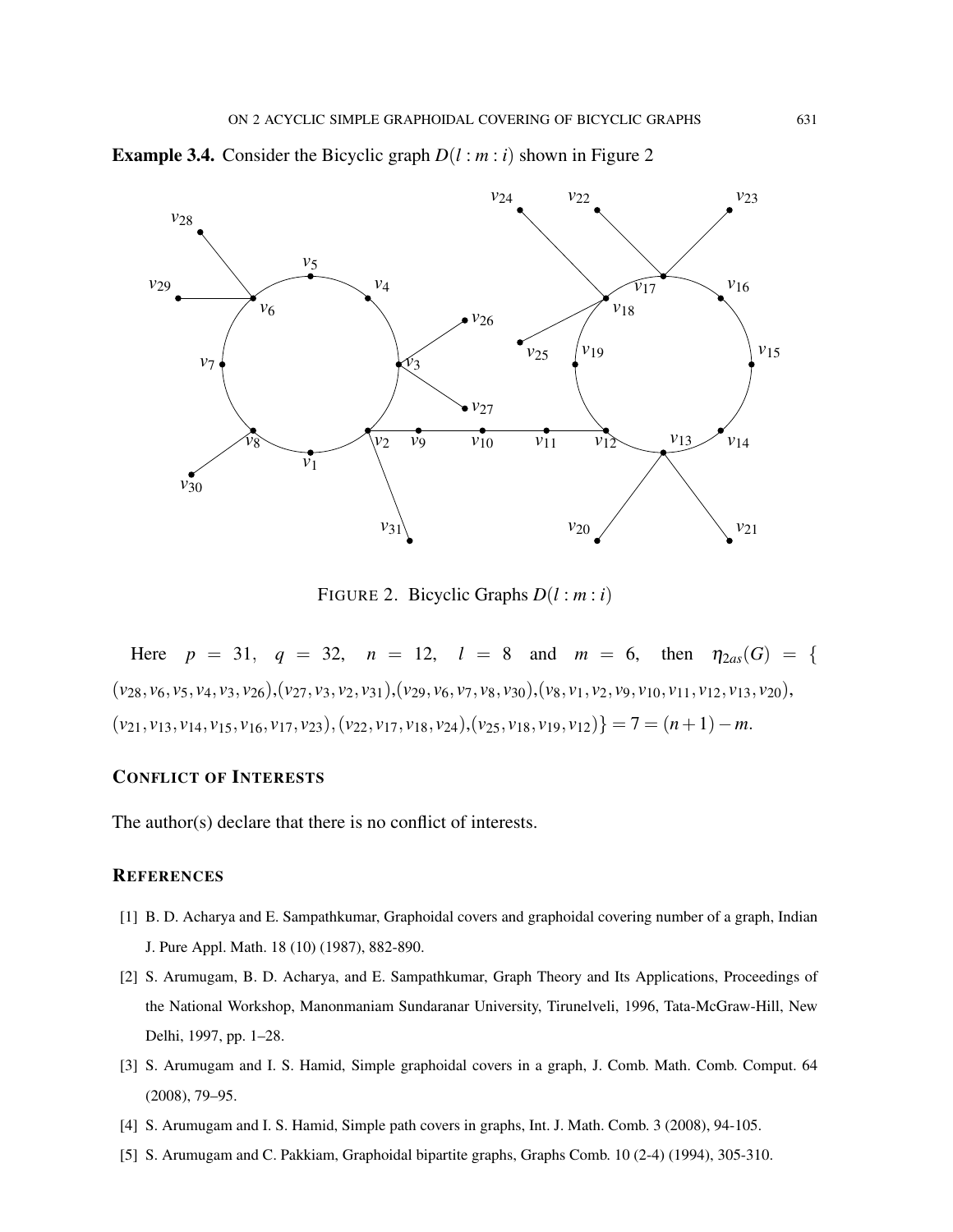**Example 3.4.** Consider the Bicyclic graph $D(l : m : i)$ shown in Figure 2

FIGURE 2. Bicyclic Graphs $D(l : m : i)$

Here $p = 31$, $q = 32$, $n = 12$, $l = 8$ and $m = 6$, then $\eta_{2as}(G) = \{(v_{28}, v_6, v_5, v_4, v_3, v_{26}), (v_{27}, v_3, v_2, v_{31}), (v_{29}, v_6, v_7, v_8, v_{30}), (v_8, v_1, v_2, v_9, v_{10}, v_{11}, v_{12}, v_{13}, v_{20}), (v_{21}, v_{13}, v_{14}, v_{15}, v_{16}, v_{17}, v_{23}), (v_{22}, v_{17}, v_{18}, v_{24}), (v_{25}, v_{18}, v_{19}, v_{12})\} = 7 = (n+1) - m$.

## CONFLICT OF INTERESTS

The author(s) declare that there is no conflict of interests.

## REFERENCES

[1] B. D. Acharya and E. Sampathkumar, Graphoidal covers and graphoidal covering number of a graph, Indian J. Pure Appl. Math. 18 (10) (1987), 882-890.

[2] S. Arumugam, B. D. Acharya, and E. Sampathkumar, Graph Theory and Its Applications, Proceedings of the National Workshop, Manonmaniam Sundaranar University, Tirunelveli, 1996, Tata-McGraw-Hill, New Delhi, 1997, pp. 1–28.

[3] S. Arumugam and I. S. Hamid, Simple graphoidal covers in a graph, J. Comb. Math. Comb. Comput. 64 (2008), 79–95.

[4] S. Arumugam and I. S. Hamid, Simple path covers in graphs, Int. J. Math. Comb. 3 (2008), 94-105.

[5] S. Arumugam and C. Pakkiam, Graphoidal bipartite graphs, Graphs Comb. 10 (2-4) (1994), 305-310.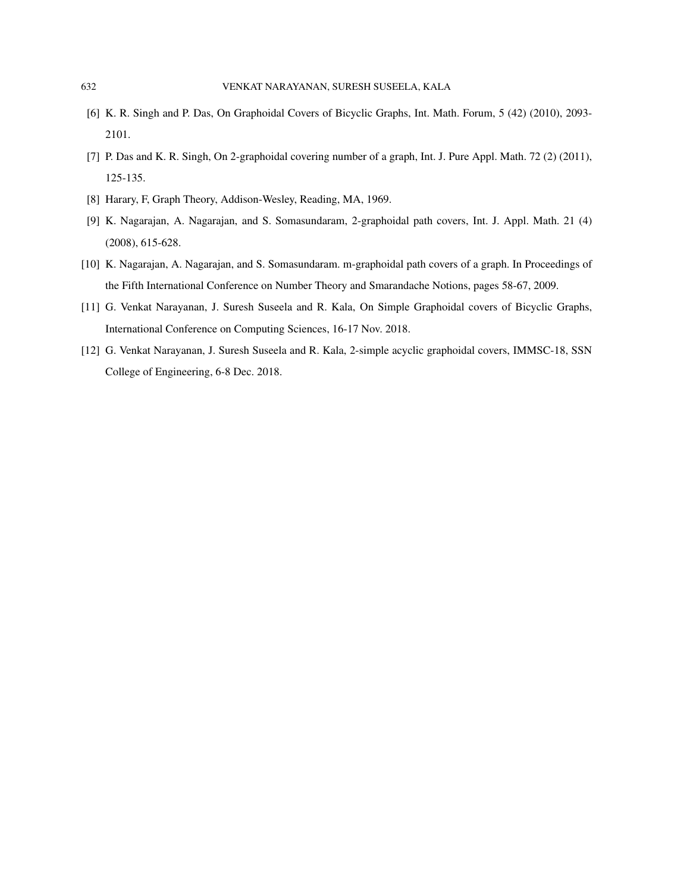[6] K. R. Singh and P. Das, On Graphoidal Covers of Bicyclic Graphs, Int. Math. Forum, 5 (42) (2010), 2093-2101.

[7] P. Das and K. R. Singh, On 2-graphoidal covering number of a graph, Int. J. Pure Appl. Math. 72 (2) (2011), 125-135.

[8] Harary, F, Graph Theory, Addison-Wesley, Reading, MA, 1969.

[9] K. Nagarajan, A. Nagarajan, and S. Somasundaram, 2-graphoidal path covers, Int. J. Appl. Math. 21 (4) (2008), 615-628.

[10] K. Nagarajan, A. Nagarajan, and S. Somasundaram. m-graphoidal path covers of a graph. In Proceedings of the Fifth International Conference on Number Theory and Smarandache Notions, pages 58-67, 2009.

[11] G. Venkat Narayanan, J. Suresh Suseela and R. Kala, On Simple Graphoidal covers of Bicyclic Graphs, International Conference on Computing Sciences, 16-17 Nov. 2018.

[12] G. Venkat Narayanan, J. Suresh Suseela and R. Kala, 2-simple acyclic graphoidal covers, IMMSC-18, SSN College of Engineering, 6-8 Dec. 2018.